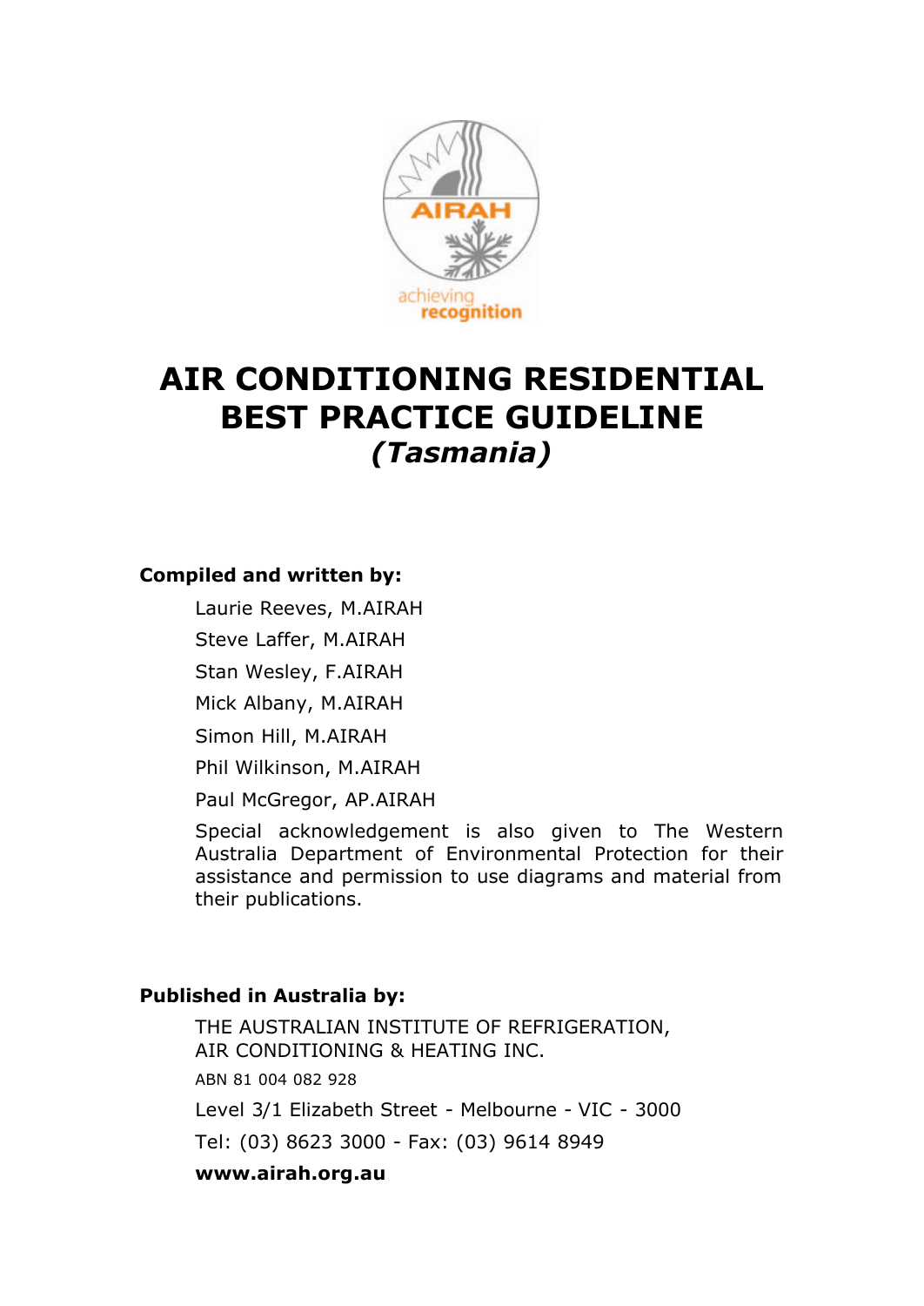# AIR CONDITIONING RESIDENTIAL BEST PRACTICE GUIDELINE

## *(Tasmania)*

**Compiled and written by:**

Laurie Reeves, M.AIRAH

Steve Laffer, M.AIRAH

Stan Wesley, F.AIRAH

Mick Albany, M.AIRAH

Simon Hill, M.AIRAH

Phil Wilkinson, M.AIRAH

Paul McGregor, AP.AIRAH

Special acknowledgement is also given to The Western Australia Department of Environmental Protection for their assistance and permission to use diagrams and material from their publications.

**Published in Australia by:**

THE AUSTRALIAN INSTITUTE OF REFRIGERATION, AIR CONDITIONING & HEATING INC.

ABN 81 004 082 928

Level 3/1 Elizabeth Street - Melbourne - VIC - 3000

Tel: (03) 8623 3000 - Fax: (03) 9614 8949

**www.airah.org.au**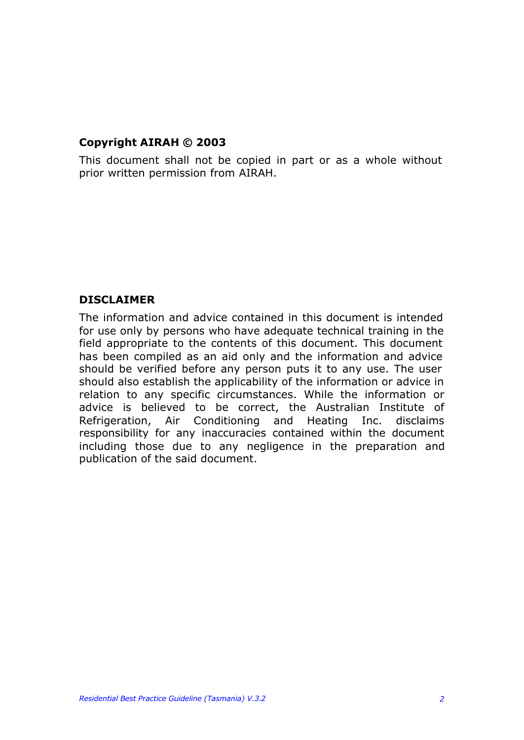**Copyright AIRAH © 2003**

This document shall not be copied in part or as a whole without prior written permission from AIRAH.

**DISCLAIMER**

The information and advice contained in this document is intended for use only by persons who have adequate technical training in the field appropriate to the contents of this document. This document has been compiled as an aid only and the information and advice should be verified before any person puts it to any use. The user should also establish the applicability of the information or advice in relation to any specific circumstances. While the information or advice is believed to be correct, the Australian Institute of Refrigeration, Air Conditioning and Heating Inc. disclaims responsibility for any inaccuracies contained within the document including those due to any negligence in the preparation and publication of the said document.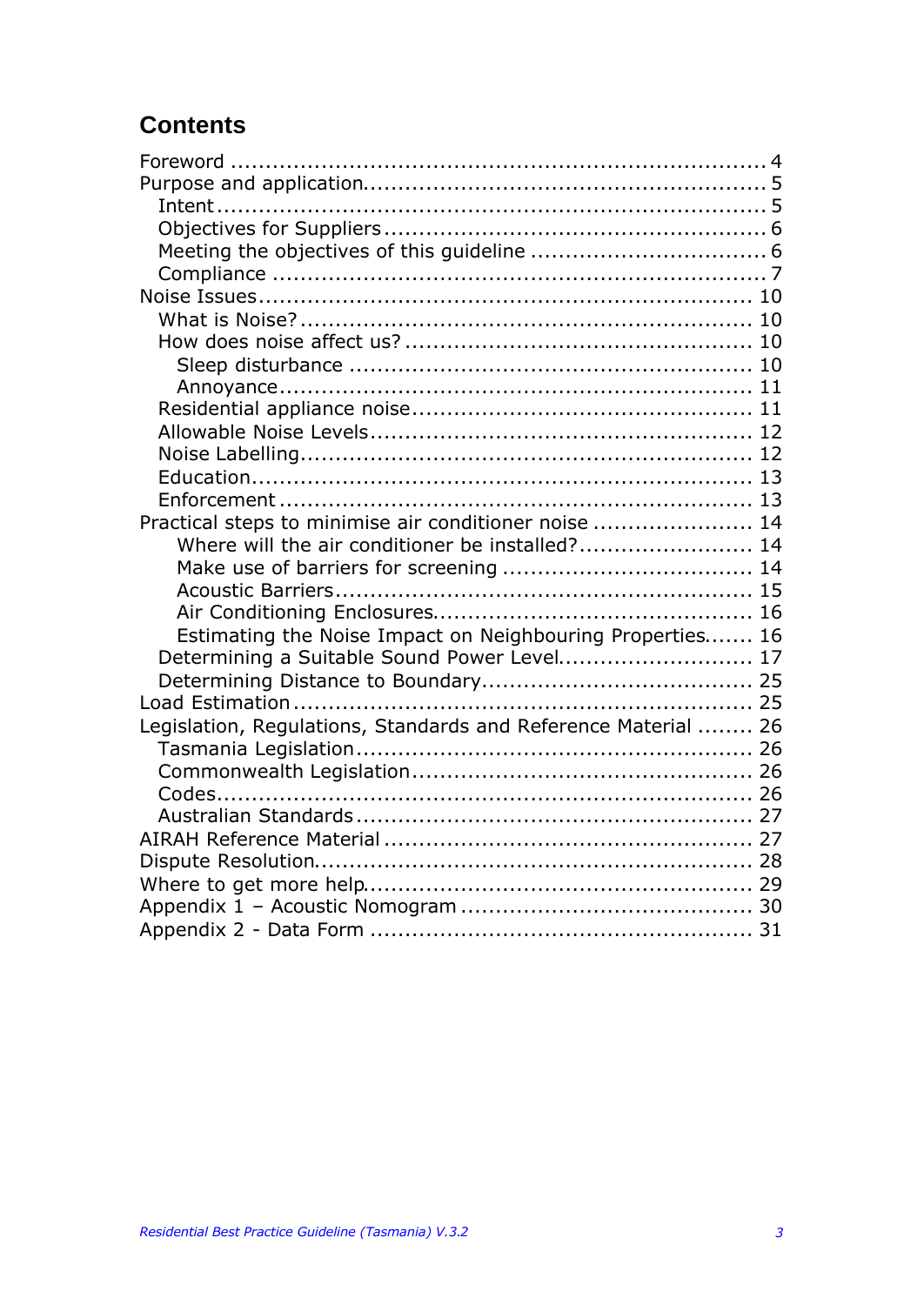## Contents

Foreword ........................................................................ 4
Purpose and application........................................................ 5
  Intent ......................................................................... 5
  Objectives for Suppliers ...................................................... 6
  Meeting the objectives of this guideline ..................................... 6
  Compliance .................................................................... 7
Noise Issues..................................................................... 10
  What is Noise? ............................................................... 10
  How does noise affect us? .................................................... 10
    Sleep disturbance .......................................................... 10
    Annoyance .................................................................. 11
  Residential appliance noise .................................................. 11
  Allowable Noise Levels ....................................................... 12
  Noise Labelling ............................................................... 12
  Education ..................................................................... 13
  Enforcement ................................................................... 13
Practical steps to minimise air conditioner noise ............................. 14
    Where will the air conditioner be installed? ............................... 14
    Make use of barriers for screening ......................................... 14
    Acoustic Barriers .......................................................... 15
    Air Conditioning Enclosures ................................................ 16
    Estimating the Noise Impact on Neighbouring Properties ..................... 16
  Determining a Suitable Sound Power Level ..................................... 17
  Determining Distance to Boundary ............................................. 25
Load Estimation ................................................................ 25
Legislation, Regulations, Standards and Reference Material .................... 26
  Tasmania Legislation ......................................................... 26
  Commonwealth Legislation ..................................................... 26
  Codes ......................................................................... 26
  Australian Standards ......................................................... 27
AIRAH Reference Material ........................................................ 27
Dispute Resolution .............................................................. 28
Where to get more help .......................................................... 29
Appendix 1 – Acoustic Nomogram ................................................. 30
Appendix 2 - Data Form .......................................................... 31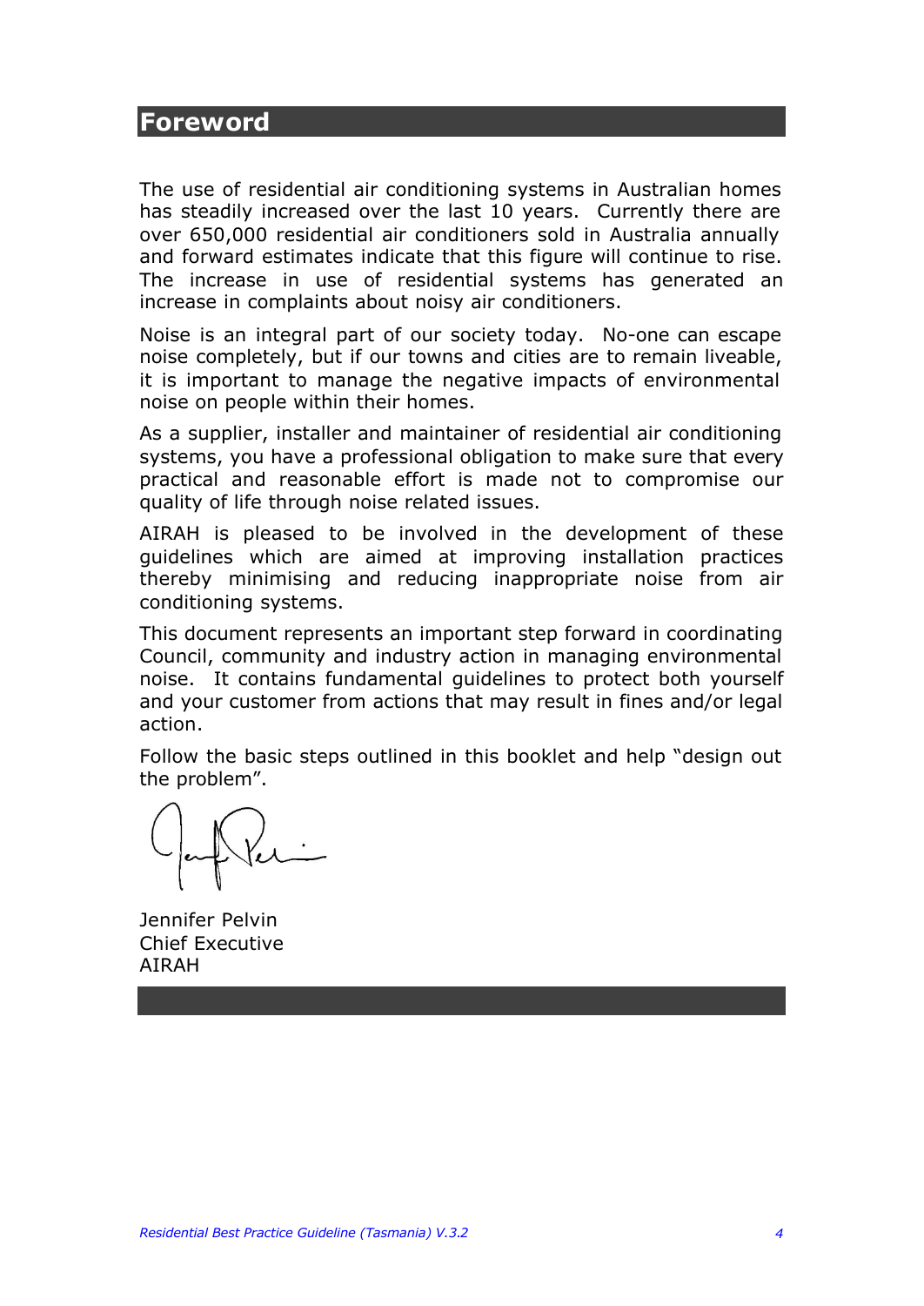# Foreword

The use of residential air conditioning systems in Australian homes has steadily increased over the last 10 years. Currently there are over 650,000 residential air conditioners sold in Australia annually and forward estimates indicate that this figure will continue to rise. The increase in use of residential systems has generated an increase in complaints about noisy air conditioners.

Noise is an integral part of our society today. No-one can escape noise completely, but if our towns and cities are to remain liveable, it is important to manage the negative impacts of environmental noise on people within their homes.

As a supplier, installer and maintainer of residential air conditioning systems, you have a professional obligation to make sure that every practical and reasonable effort is made not to compromise our quality of life through noise related issues.

AIRAH is pleased to be involved in the development of these guidelines which are aimed at improving installation practices thereby minimising and reducing inappropriate noise from air conditioning systems.

This document represents an important step forward in coordinating Council, community and industry action in managing environmental noise. It contains fundamental guidelines to protect both yourself and your customer from actions that may result in fines and/or legal action.

Follow the basic steps outlined in this booklet and help "design out the problem".

Jennifer Pelvin
Chief Executive
AIRAH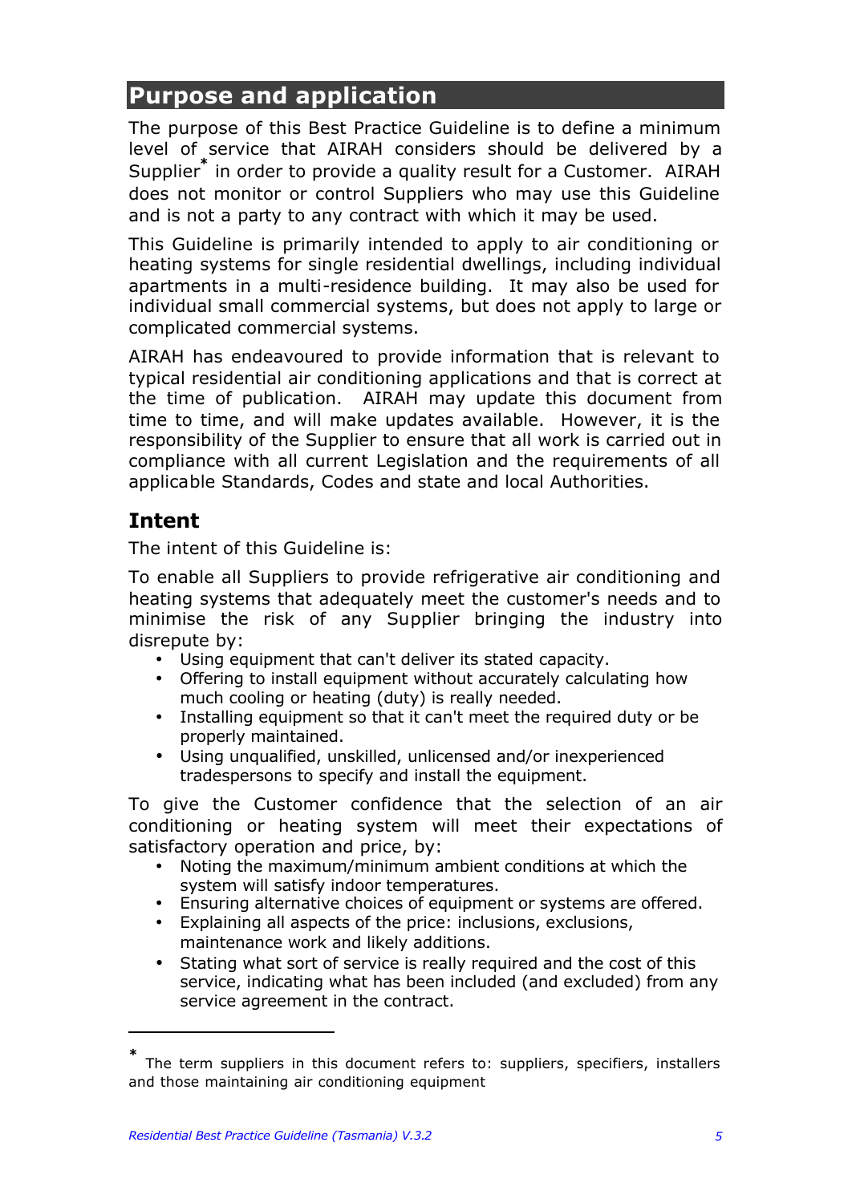# Purpose and application

The purpose of this Best Practice Guideline is to define a minimum level of service that AIRAH considers should be delivered by a Supplier* in order to provide a quality result for a Customer. AIRAH does not monitor or control Suppliers who may use this Guideline and is not a party to any contract with which it may be used.

This Guideline is primarily intended to apply to air conditioning or heating systems for single residential dwellings, including individual apartments in a multi-residence building. It may also be used for individual small commercial systems, but does not apply to large or complicated commercial systems.

AIRAH has endeavoured to provide information that is relevant to typical residential air conditioning applications and that is correct at the time of publication. AIRAH may update this document from time to time, and will make updates available. However, it is the responsibility of the Supplier to ensure that all work is carried out in compliance with all current Legislation and the requirements of all applicable Standards, Codes and state and local Authorities.

## Intent

The intent of this Guideline is:

To enable all Suppliers to provide refrigerative air conditioning and heating systems that adequately meet the customer's needs and to minimise the risk of any Supplier bringing the industry into disrepute by:

- Using equipment that can't deliver its stated capacity.
- Offering to install equipment without accurately calculating how much cooling or heating (duty) is really needed.
- Installing equipment so that it can't meet the required duty or be properly maintained.
- Using unqualified, unskilled, unlicensed and/or inexperienced tradespersons to specify and install the equipment.

To give the Customer confidence that the selection of an air conditioning or heating system will meet their expectations of satisfactory operation and price, by:

- Noting the maximum/minimum ambient conditions at which the system will satisfy indoor temperatures.
- Ensuring alternative choices of equipment or systems are offered.
- Explaining all aspects of the price: inclusions, exclusions, maintenance work and likely additions.
- Stating what sort of service is really required and the cost of this service, indicating what has been included (and excluded) from any service agreement in the contract.

---

* The term suppliers in this document refers to: suppliers, specifiers, installers and those maintaining air conditioning equipment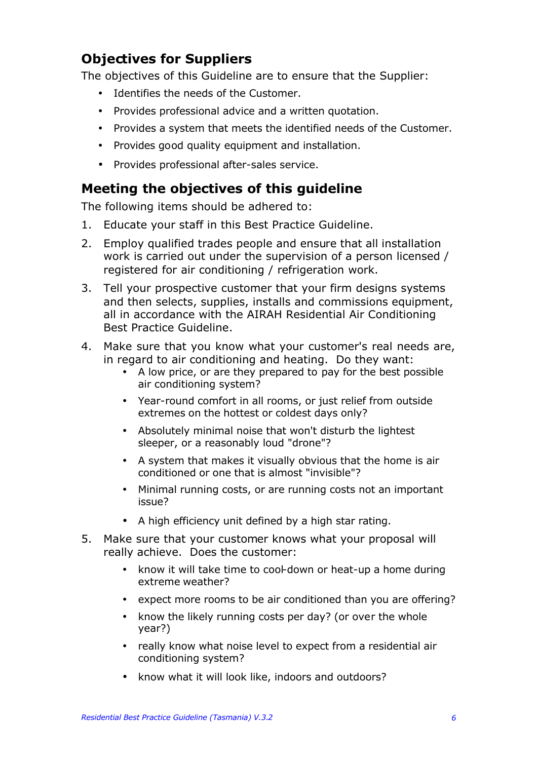## Objectives for Suppliers

The objectives of this Guideline are to ensure that the Supplier:

- Identifies the needs of the Customer.
- Provides professional advice and a written quotation.
- Provides a system that meets the identified needs of the Customer.
- Provides good quality equipment and installation.
- Provides professional after-sales service.

## Meeting the objectives of this guideline

The following items should be adhered to:

1. Educate your staff in this Best Practice Guideline.
2. Employ qualified trades people and ensure that all installation work is carried out under the supervision of a person licensed / registered for air conditioning / refrigeration work.
3. Tell your prospective customer that your firm designs systems and then selects, supplies, installs and commissions equipment, all in accordance with the AIRAH Residential Air Conditioning Best Practice Guideline.
4. Make sure that you know what your customer's real needs are, in regard to air conditioning and heating. Do they want:
   - A low price, or are they prepared to pay for the best possible air conditioning system?
   - Year-round comfort in all rooms, or just relief from outside extremes on the hottest or coldest days only?
   - Absolutely minimal noise that won't disturb the lightest sleeper, or a reasonably loud "drone"?
   - A system that makes it visually obvious that the home is air conditioned or one that is almost "invisible"?
   - Minimal running costs, or are running costs not an important issue?
   - A high efficiency unit defined by a high star rating.
5. Make sure that your customer knows what your proposal will really achieve. Does the customer:
   - know it will take time to cool-down or heat-up a home during extreme weather?
   - expect more rooms to be air conditioned than you are offering?
   - know the likely running costs per day? (or over the whole year?)
   - really know what noise level to expect from a residential air conditioning system?
   - know what it will look like, indoors and outdoors?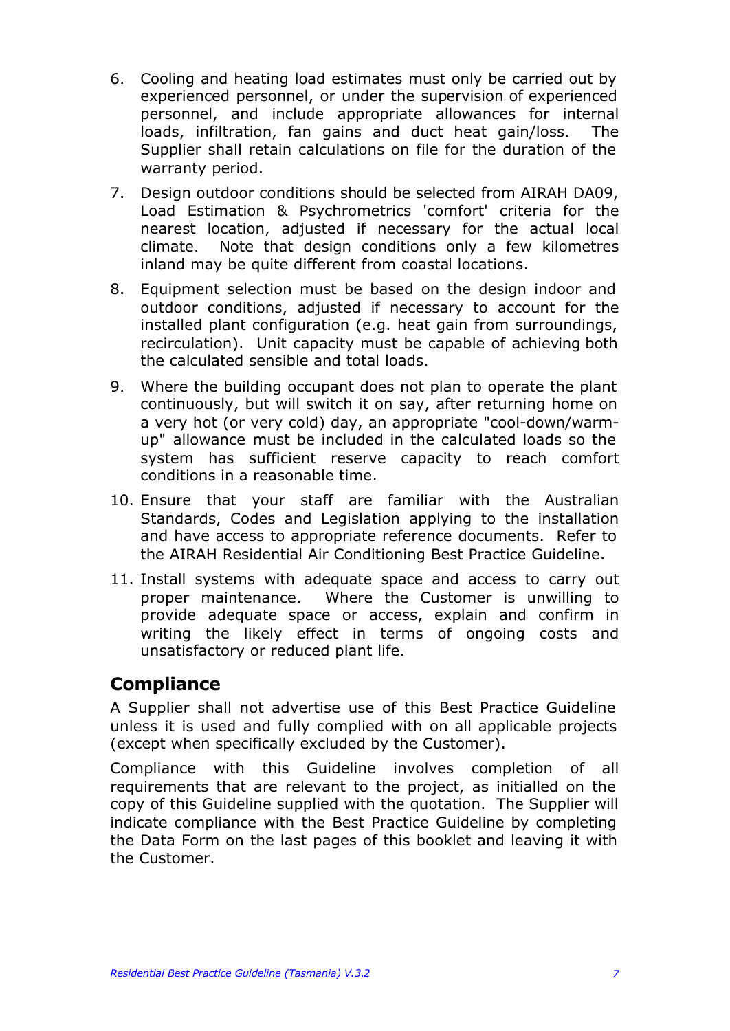6. Cooling and heating load estimates must only be carried out by experienced personnel, or under the supervision of experienced personnel, and include appropriate allowances for internal loads, infiltration, fan gains and duct heat gain/loss. The Supplier shall retain calculations on file for the duration of the warranty period.

7. Design outdoor conditions should be selected from AIRAH DA09, Load Estimation & Psychrometrics 'comfort' criteria for the nearest location, adjusted if necessary for the actual local climate. Note that design conditions only a few kilometres inland may be quite different from coastal locations.

8. Equipment selection must be based on the design indoor and outdoor conditions, adjusted if necessary to account for the installed plant configuration (e.g. heat gain from surroundings, recirculation). Unit capacity must be capable of achieving both the calculated sensible and total loads.

9. Where the building occupant does not plan to operate the plant continuously, but will switch it on say, after returning home on a very hot (or very cold) day, an appropriate "cool-down/warm-up" allowance must be included in the calculated loads so the system has sufficient reserve capacity to reach comfort conditions in a reasonable time.

10. Ensure that your staff are familiar with the Australian Standards, Codes and Legislation applying to the installation and have access to appropriate reference documents. Refer to the AIRAH Residential Air Conditioning Best Practice Guideline.

11. Install systems with adequate space and access to carry out proper maintenance. Where the Customer is unwilling to provide adequate space or access, explain and confirm in writing the likely effect in terms of ongoing costs and unsatisfactory or reduced plant life.

## Compliance

A Supplier shall not advertise use of this Best Practice Guideline unless it is used and fully complied with on all applicable projects (except when specifically excluded by the Customer).

Compliance with this Guideline involves completion of all requirements that are relevant to the project, as initialled on the copy of this Guideline supplied with the quotation. The Supplier will indicate compliance with the Best Practice Guideline by completing the Data Form on the last pages of this booklet and leaving it with the Customer.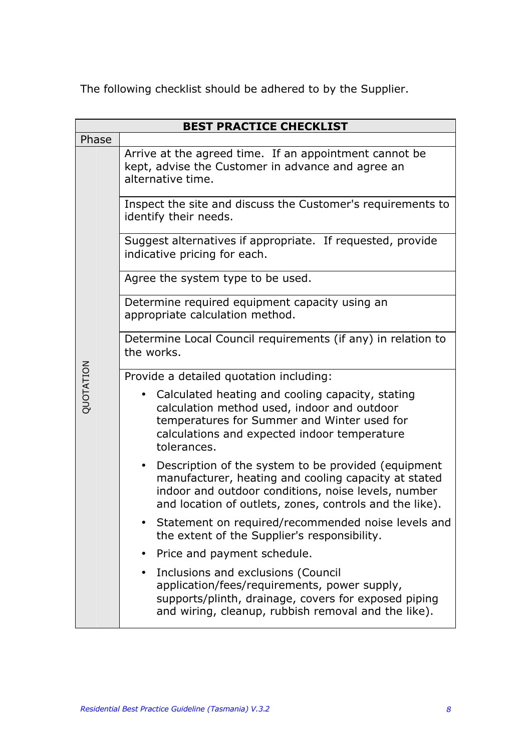The following checklist should be adhered to by the Supplier.

| BEST PRACTICE CHECKLIST | |
|---|---|
| Phase | |
| QUOTATION | Arrive at the agreed time. If an appointment cannot be kept, advise the Customer in advance and agree an alternative time. |
| | Inspect the site and discuss the Customer's requirements to identify their needs. |
| | Suggest alternatives if appropriate. If requested, provide indicative pricing for each. |
| | Agree the system type to be used. |
| | Determine required equipment capacity using an appropriate calculation method. |
| | Determine Local Council requirements (if any) in relation to the works. |
| | Provide a detailed quotation including:<br>• Calculated heating and cooling capacity, stating calculation method used, indoor and outdoor temperatures for Summer and Winter used for calculations and expected indoor temperature tolerances.<br>• Description of the system to be provided (equipment manufacturer, heating and cooling capacity at stated indoor and outdoor conditions, noise levels, number and location of outlets, zones, controls and the like).<br>• Statement on required/recommended noise levels and the extent of the Supplier's responsibility.<br>• Price and payment schedule.<br>• Inclusions and exclusions (Council application/fees/requirements, power supply, supports/plinth, drainage, covers for exposed piping and wiring, cleanup, rubbish removal and the like). |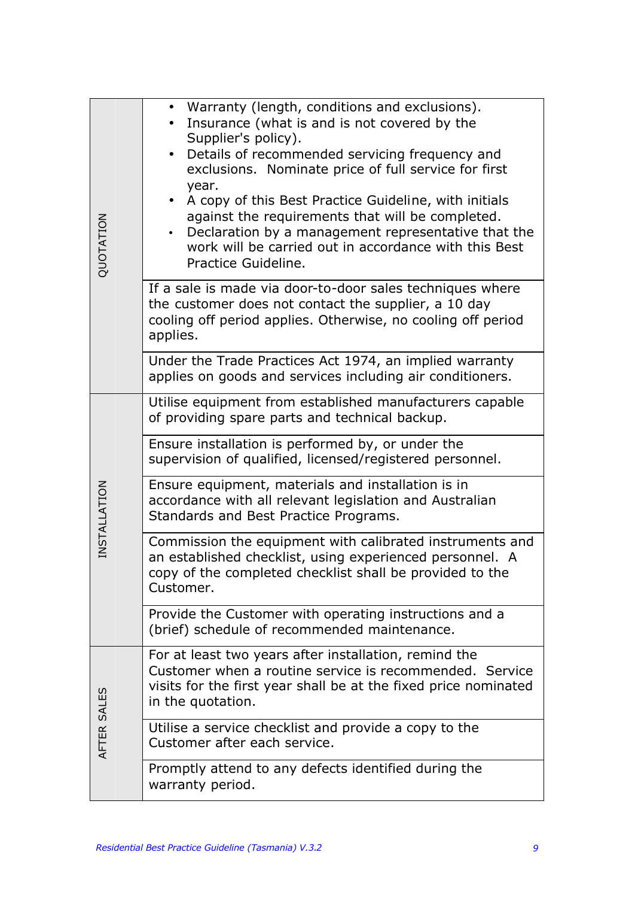| | |
|---|---|
| QUOTATION | • Warranty (length, conditions and exclusions).<br>• Insurance (what is and is not covered by the Supplier's policy).<br>• Details of recommended servicing frequency and exclusions. Nominate price of full service for first year.<br>• A copy of this Best Practice Guideline, with initials against the requirements that will be completed.<br>• Declaration by a management representative that the work will be carried out in accordance with this Best Practice Guideline. |
| | If a sale is made via door-to-door sales techniques where the customer does not contact the supplier, a 10 day cooling off period applies. Otherwise, no cooling off period applies. |
| | Under the Trade Practices Act 1974, an implied warranty applies on goods and services including air conditioners. |
| INSTALLATION | Utilise equipment from established manufacturers capable of providing spare parts and technical backup. |
| | Ensure installation is performed by, or under the supervision of qualified, licensed/registered personnel. |
| | Ensure equipment, materials and installation is in accordance with all relevant legislation and Australian Standards and Best Practice Programs. |
| | Commission the equipment with calibrated instruments and an established checklist, using experienced personnel. A copy of the completed checklist shall be provided to the Customer. |
| | Provide the Customer with operating instructions and a (brief) schedule of recommended maintenance. |
| AFTER SALES | For at least two years after installation, remind the Customer when a routine service is recommended. Service visits for the first year shall be at the fixed price nominated in the quotation. |
| | Utilise a service checklist and provide a copy to the Customer after each service. |
| | Promptly attend to any defects identified during the warranty period. |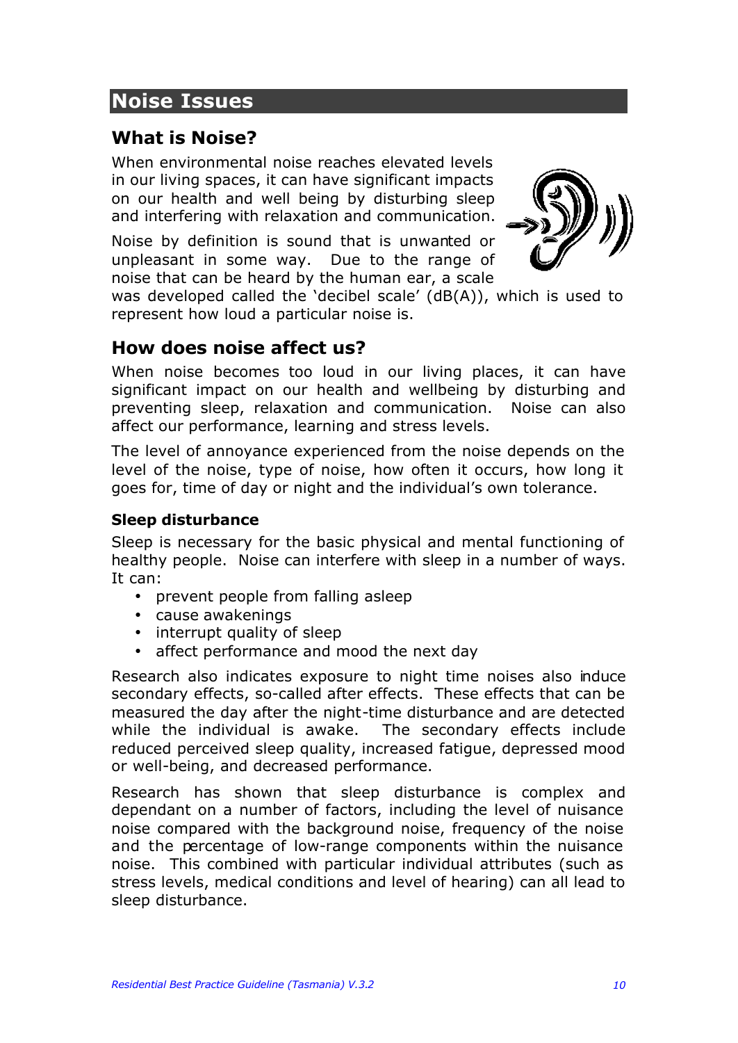# Noise Issues

## What is Noise?

When environmental noise reaches elevated levels in our living spaces, it can have significant impacts on our health and well being by disturbing sleep and interfering with relaxation and communication.

Noise by definition is sound that is unwanted or unpleasant in some way. Due to the range of noise that can be heard by the human ear, a scale was developed called the 'decibel scale' (dB(A)), which is used to represent how loud a particular noise is.

## How does noise affect us?

When noise becomes too loud in our living places, it can have significant impact on our health and wellbeing by disturbing and preventing sleep, relaxation and communication. Noise can also affect our performance, learning and stress levels.

The level of annoyance experienced from the noise depends on the level of the noise, type of noise, how often it occurs, how long it goes for, time of day or night and the individual's own tolerance.

### Sleep disturbance

Sleep is necessary for the basic physical and mental functioning of healthy people. Noise can interfere with sleep in a number of ways. It can:

- prevent people from falling asleep
- cause awakenings
- interrupt quality of sleep
- affect performance and mood the next day

Research also indicates exposure to night time noises also induce secondary effects, so-called after effects. These effects that can be measured the day after the night-time disturbance and are detected while the individual is awake. The secondary effects include reduced perceived sleep quality, increased fatigue, depressed mood or well-being, and decreased performance.

Research has shown that sleep disturbance is complex and dependant on a number of factors, including the level of nuisance noise compared with the background noise, frequency of the noise and the percentage of low-range components within the nuisance noise. This combined with particular individual attributes (such as stress levels, medical conditions and level of hearing) can all lead to sleep disturbance.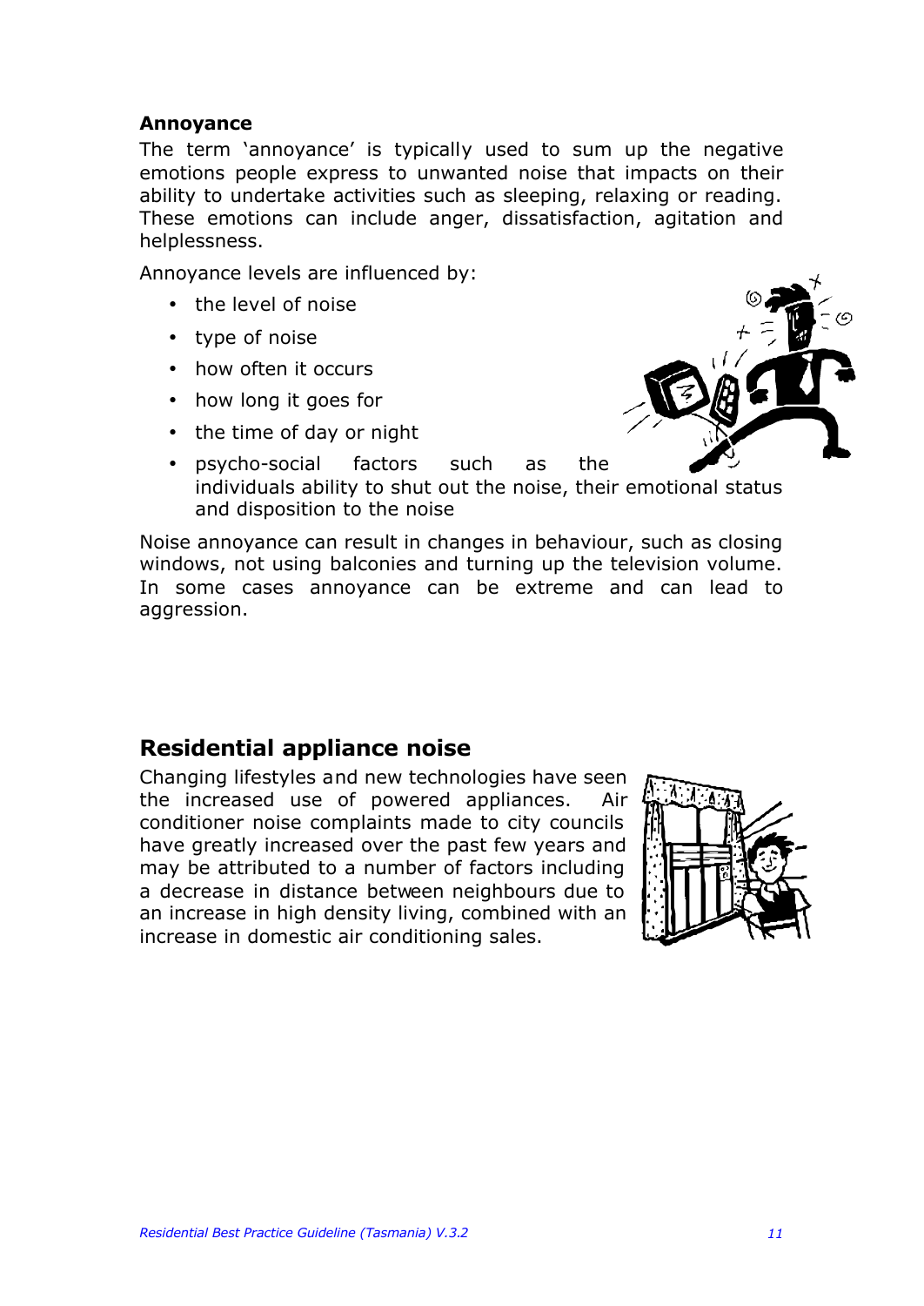**Annoyance**

The term 'annoyance' is typically used to sum up the negative emotions people express to unwanted noise that impacts on their ability to undertake activities such as sleeping, relaxing or reading. These emotions can include anger, dissatisfaction, agitation and helplessness.

Annoyance levels are influenced by:

- the level of noise
- type of noise
- how often it occurs
- how long it goes for
- the time of day or night
- psycho-social factors such as the individuals ability to shut out the noise, their emotional status and disposition to the noise

Noise annoyance can result in changes in behaviour, such as closing windows, not using balconies and turning up the television volume. In some cases annoyance can be extreme and can lead to aggression.

## Residential appliance noise

Changing lifestyles and new technologies have seen the increased use of powered appliances. Air conditioner noise complaints made to city councils have greatly increased over the past few years and may be attributed to a number of factors including a decrease in distance between neighbours due to an increase in high density living, combined with an increase in domestic air conditioning sales.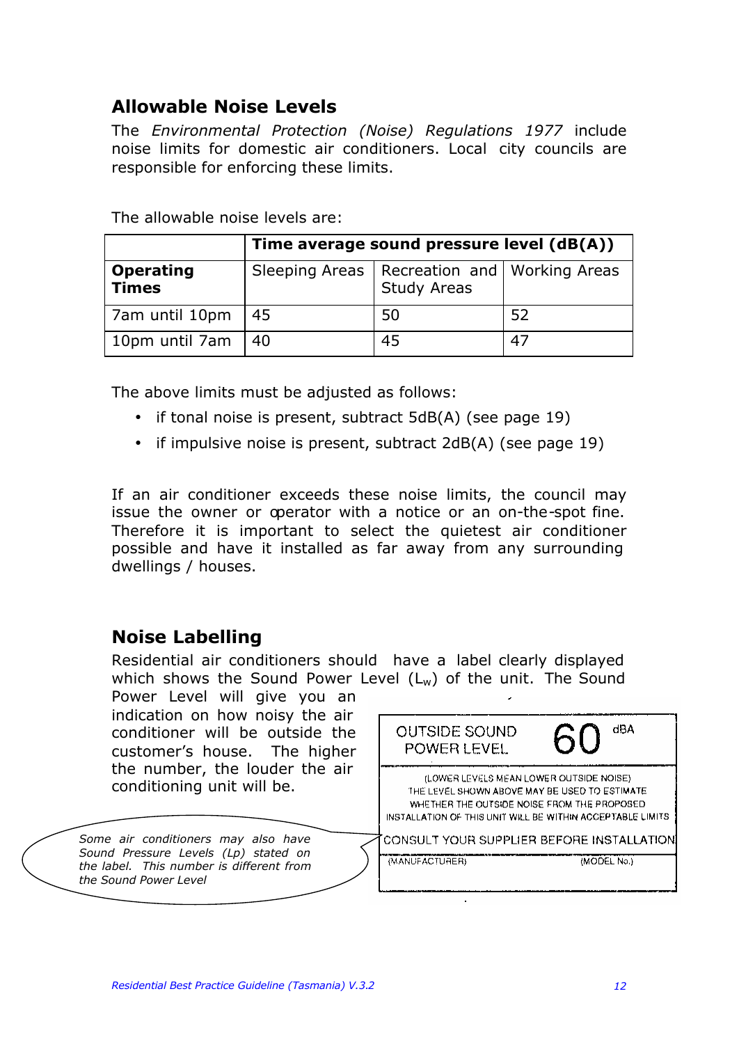## Allowable Noise Levels

The *Environmental Protection (Noise) Regulations 1977* include noise limits for domestic air conditioners. Local city councils are responsible for enforcing these limits.

The allowable noise levels are:

| | Time average sound pressure level (dB(A)) | | |
|---|---|---|---|
| **Operating Times** | Sleeping Areas | Recreation and Study Areas | Working Areas |
| 7am until 10pm | 45 | 50 | 52 |
| 10pm until 7am | 40 | 45 | 47 |

The above limits must be adjusted as follows:

- if tonal noise is present, subtract 5dB(A) (see page 19)
- if impulsive noise is present, subtract 2dB(A) (see page 19)

If an air conditioner exceeds these noise limits, the council may issue the owner or operator with a notice or an on-the-spot fine. Therefore it is important to select the quietest air conditioner possible and have it installed as far away from any surrounding dwellings / houses.

## Noise Labelling

Residential air conditioners should have a label clearly displayed which shows the Sound Power Level ($L_w$) of the unit. The Sound Power Level will give you an indication on how noisy the air conditioner will be outside the customer's house. The higher the number, the louder the air conditioning unit will be.

*Some air conditioners may also have Sound Pressure Levels (Lp) stated on the label. This number is different from the Sound Power Level*

| OUTSIDE SOUND POWER LEVEL | 60 dBA |
|---|---|
| (LOWER LEVELS MEAN LOWER OUTSIDE NOISE) THE LEVEL SHOWN ABOVE MAY BE USED TO ESTIMATE WHETHER THE OUTSIDE NOISE FROM THE PROPOSED INSTALLATION OF THIS UNIT WILL BE WITHIN ACCEPTABLE LIMITS | |
| CONSULT YOUR SUPPLIER BEFORE INSTALLATION | |
| (MANUFACTURER) | (MODEL No.) |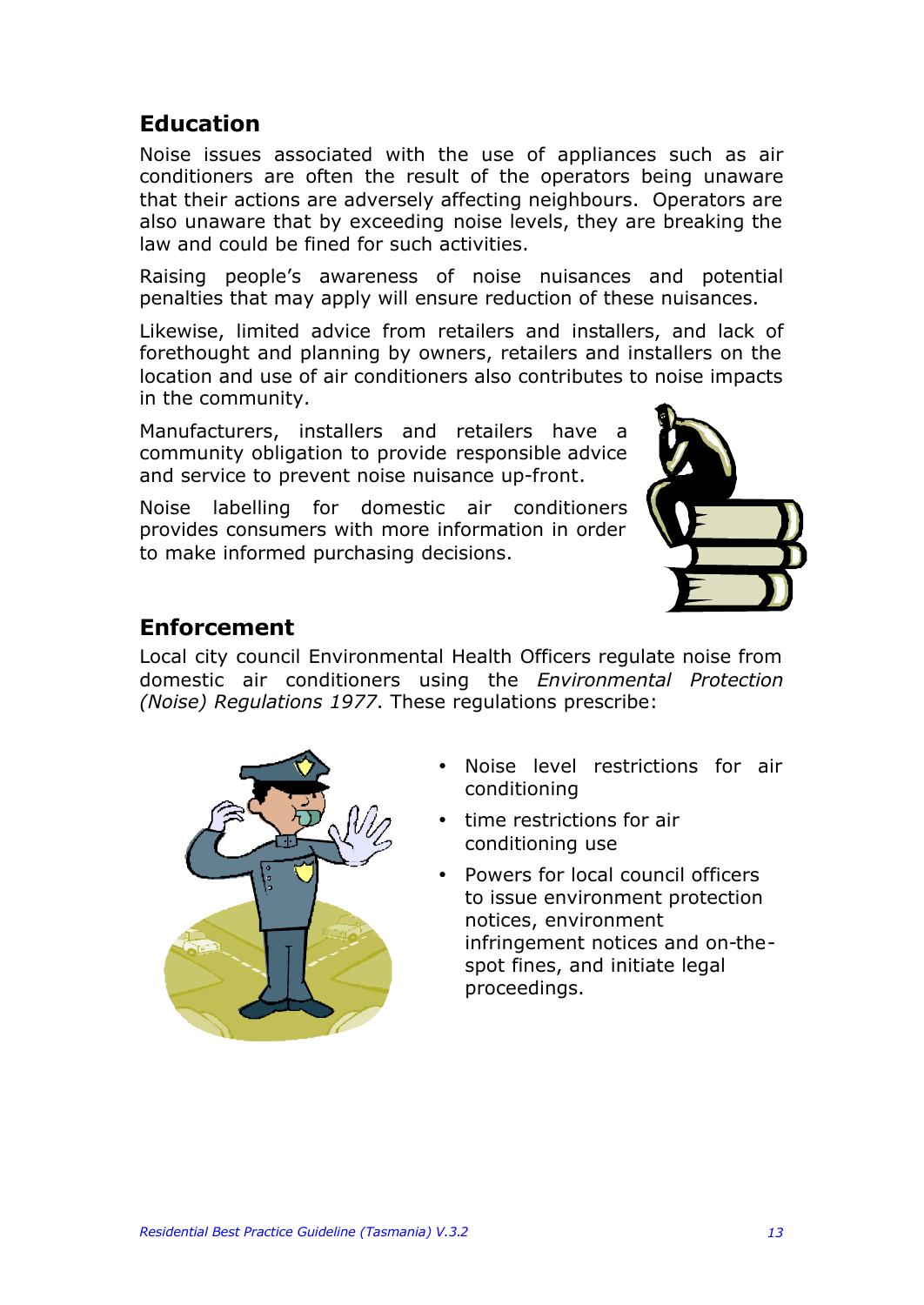## Education

Noise issues associated with the use of appliances such as air conditioners are often the result of the operators being unaware that their actions are adversely affecting neighbours. Operators are also unaware that by exceeding noise levels, they are breaking the law and could be fined for such activities.

Raising people's awareness of noise nuisances and potential penalties that may apply will ensure reduction of these nuisances.

Likewise, limited advice from retailers and installers, and lack of forethought and planning by owners, retailers and installers on the location and use of air conditioners also contributes to noise impacts in the community.

Manufacturers, installers and retailers have a community obligation to provide responsible advice and service to prevent noise nuisance up-front.

Noise labelling for domestic air conditioners provides consumers with more information in order to make informed purchasing decisions.

## Enforcement

Local city council Environmental Health Officers regulate noise from domestic air conditioners using the *Environmental Protection (Noise) Regulations 1977*. These regulations prescribe:

- Noise level restrictions for air conditioning
- time restrictions for air conditioning use
- Powers for local council officers to issue environment protection notices, environment infringement notices and on-the-spot fines, and initiate legal proceedings.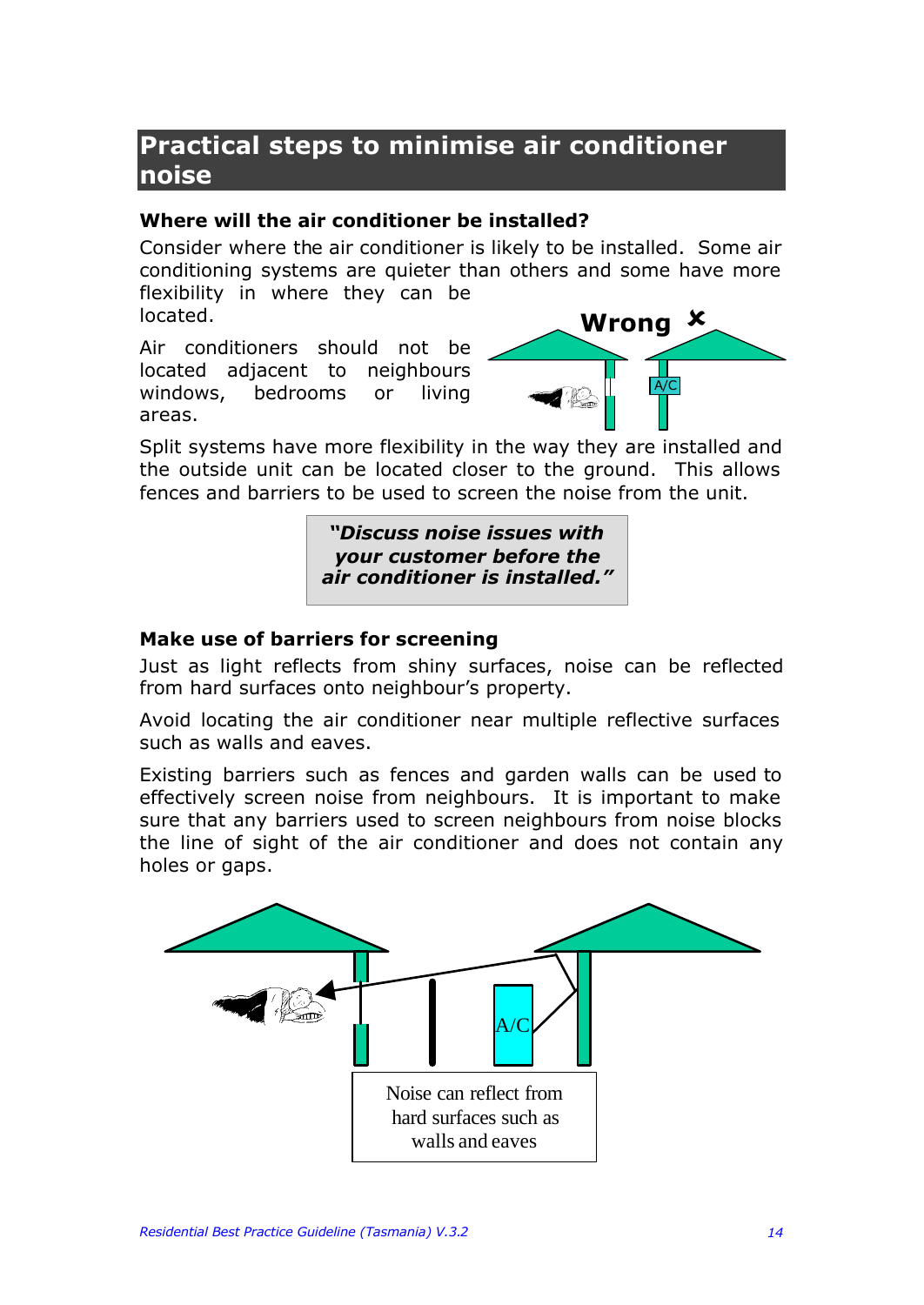# Practical steps to minimise air conditioner noise

### Where will the air conditioner be installed?

Consider where the air conditioner is likely to be installed. Some air conditioning systems are quieter than others and some have more flexibility in where they can be located.

Air conditioners should not be located adjacent to neighbours windows, bedrooms or living areas.

Wrong ✗

A/C

Split systems have more flexibility in the way they are installed and the outside unit can be located closer to the ground. This allows fences and barriers to be used to screen the noise from the unit.

> ***"Discuss noise issues with your customer before the air conditioner is installed."***

### Make use of barriers for screening

Just as light reflects from shiny surfaces, noise can be reflected from hard surfaces onto neighbour's property.

Avoid locating the air conditioner near multiple reflective surfaces such as walls and eaves.

Existing barriers such as fences and garden walls can be used to effectively screen noise from neighbours. It is important to make sure that any barriers used to screen neighbours from noise blocks the line of sight of the air conditioner and does not contain any holes or gaps.

A/C

Noise can reflect from hard surfaces such as walls and eaves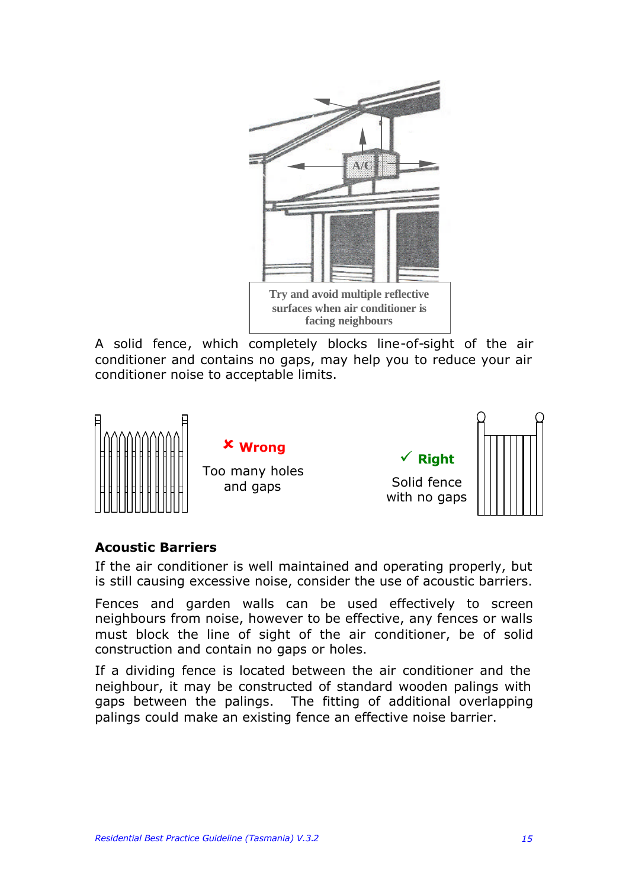Try and avoid multiple reflective surfaces when air conditioner is facing neighbours

A solid fence, which completely blocks line-of-sight of the air conditioner and contains no gaps, may help you to reduce your air conditioner noise to acceptable limits.

✘ **Wrong**

Too many holes and gaps

✓ **Right**

Solid fence with no gaps

**Acoustic Barriers**

If the air conditioner is well maintained and operating properly, but is still causing excessive noise, consider the use of acoustic barriers.

Fences and garden walls can be used effectively to screen neighbours from noise, however to be effective, any fences or walls must block the line of sight of the air conditioner, be of solid construction and contain no gaps or holes.

If a dividing fence is located between the air conditioner and the neighbour, it may be constructed of standard wooden palings with gaps between the palings. The fitting of additional overlapping palings could make an existing fence an effective noise barrier.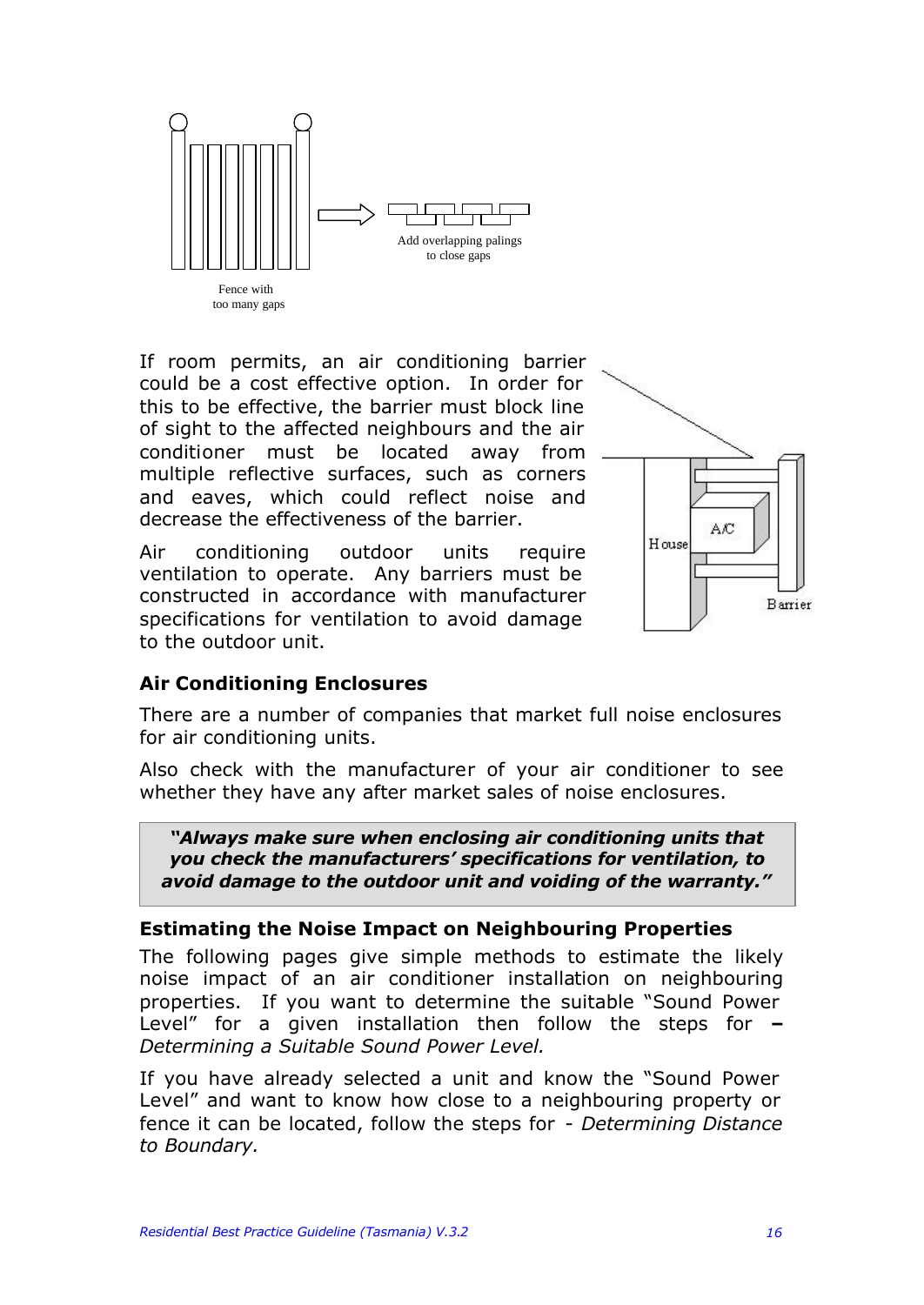Fence with too many gaps

Add overlapping palings to close gaps

If room permits, an air conditioning barrier could be a cost effective option. In order for this to be effective, the barrier must block line of sight to the affected neighbours and the air conditioner must be located away from multiple reflective surfaces, such as corners and eaves, which could reflect noise and decrease the effectiveness of the barrier.

Air conditioning outdoor units require ventilation to operate. Any barriers must be constructed in accordance with manufacturer specifications for ventilation to avoid damage to the outdoor unit.

House A/C Barrier

### Air Conditioning Enclosures

There are a number of companies that market full noise enclosures for air conditioning units.

Also check with the manufacturer of your air conditioner to see whether they have any after market sales of noise enclosures.

> ***"Always make sure when enclosing air conditioning units that you check the manufacturers' specifications for ventilation, to avoid damage to the outdoor unit and voiding of the warranty."***

### Estimating the Noise Impact on Neighbouring Properties

The following pages give simple methods to estimate the likely noise impact of an air conditioner installation on neighbouring properties. If you want to determine the suitable "Sound Power Level" for a given installation then follow the steps for **–** *Determining a Suitable Sound Power Level.*

If you have already selected a unit and know the "Sound Power Level" and want to know how close to a neighbouring property or fence it can be located, follow the steps for - *Determining Distance to Boundary.*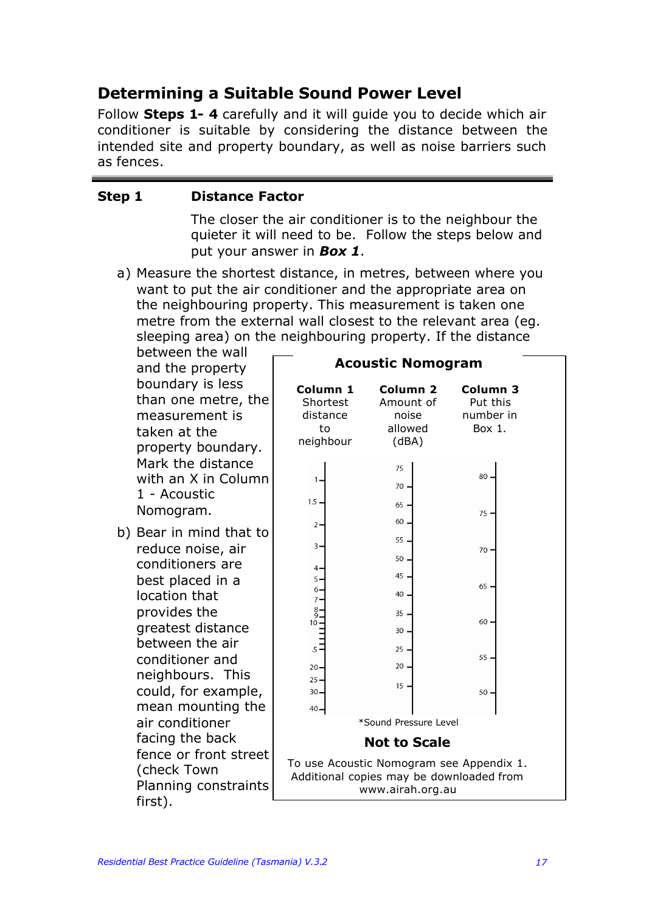## Determining a Suitable Sound Power Level

Follow **Steps 1- 4** carefully and it will guide you to decide which air conditioner is suitable by considering the distance between the intended site and property boundary, as well as noise barriers such as fences.

---

### Step 1 Distance Factor

The closer the air conditioner is to the neighbour the quieter it will need to be. Follow the steps below and put your answer in ***Box 1***.

a) Measure the shortest distance, in metres, between where you want to put the air conditioner and the appropriate area on the neighbouring property. This measurement is taken one metre from the external wall closest to the relevant area (eg. sleeping area) on the neighbouring property. If the distance between the wall and the property boundary is less than one metre, the measurement is taken at the property boundary. Mark the distance with an X in Column 1 - Acoustic Nomogram.

b) Bear in mind that to reduce noise, air conditioners are best placed in a location that provides the greatest distance between the air conditioner and neighbours. This could, for example, mean mounting the air conditioner facing the back fence or front street (check Town Planning constraints first).

**Acoustic Nomogram**

| **Column 1** Shortest distance to neighbour | **Column 2** Amount of noise allowed (dBA) | **Column 3** Put this number in Box 1. |
|---|---|---|
| 1 | 75 | 80 |
| 1.5 | 70 | 75 |
| 2 | 65 | 70 |
| 3 | 60 | 65 |
| 4 | 55 | 60 |
| 5 | 50 | 55 |
| 6 | 45 | 50 |
| 7 | 40 | |
| 8 | 35 | |
| 9 | 30 | |
| 10 | 25 | |
| .5 | 20 | |
| 20 | 15 | |
| 25 | | |
| 30 | | |
| 40 | | |

*Sound Pressure Level

**Not to Scale**

To use Acoustic Nomogram see Appendix 1. Additional copies may be downloaded from www.airah.org.au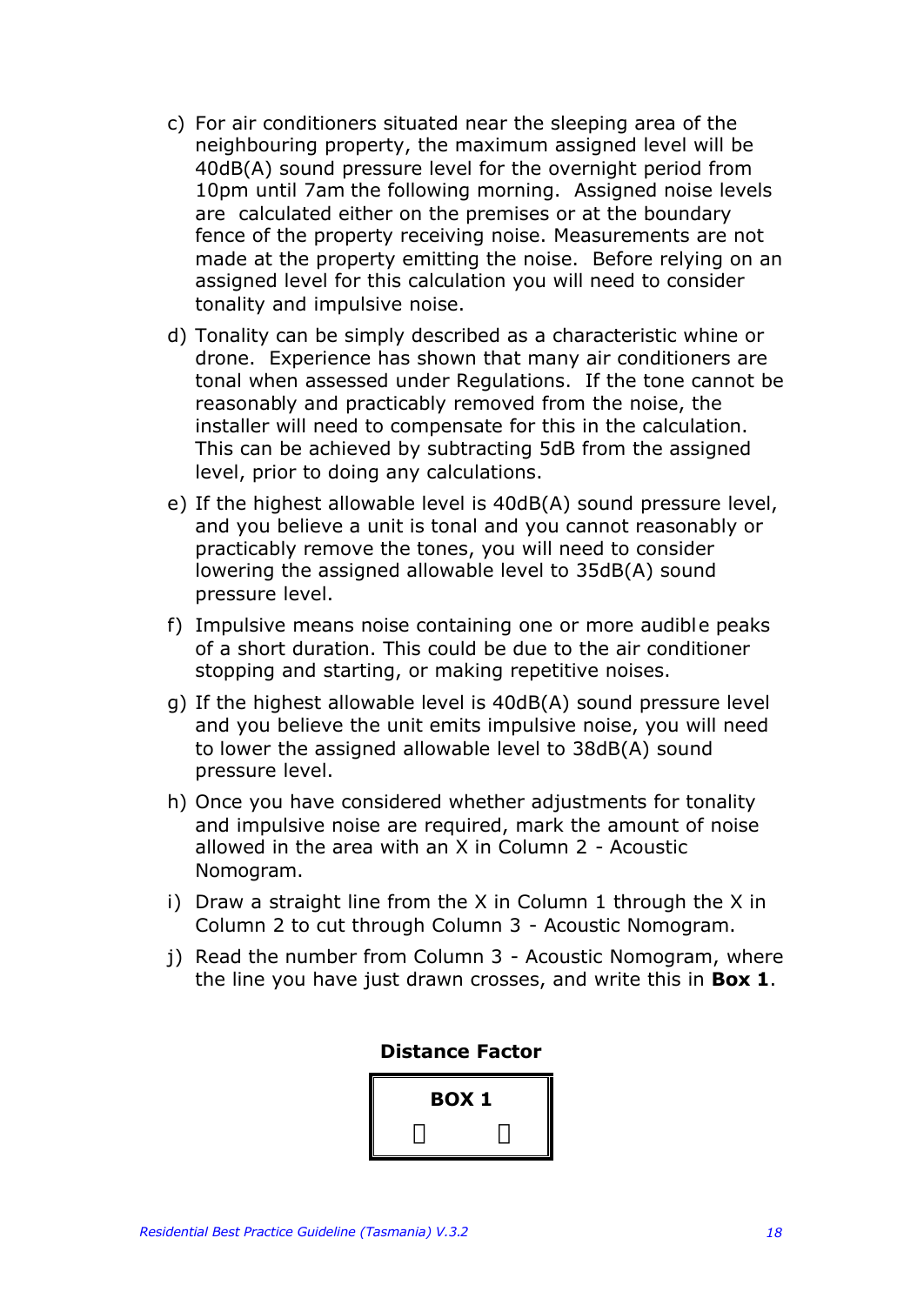c) For air conditioners situated near the sleeping area of the neighbouring property, the maximum assigned level will be 40dB(A) sound pressure level for the overnight period from 10pm until 7am the following morning. Assigned noise levels are calculated either on the premises or at the boundary fence of the property receiving noise. Measurements are not made at the property emitting the noise. Before relying on an assigned level for this calculation you will need to consider tonality and impulsive noise.

d) Tonality can be simply described as a characteristic whine or drone. Experience has shown that many air conditioners are tonal when assessed under Regulations. If the tone cannot be reasonably and practicably removed from the noise, the installer will need to compensate for this in the calculation. This can be achieved by subtracting 5dB from the assigned level, prior to doing any calculations.

e) If the highest allowable level is 40dB(A) sound pressure level, and you believe a unit is tonal and you cannot reasonably or practicably remove the tones, you will need to consider lowering the assigned allowable level to 35dB(A) sound pressure level.

f) Impulsive means noise containing one or more audible peaks of a short duration. This could be due to the air conditioner stopping and starting, or making repetitive noises.

g) If the highest allowable level is 40dB(A) sound pressure level and you believe the unit emits impulsive noise, you will need to lower the assigned allowable level to 38dB(A) sound pressure level.

h) Once you have considered whether adjustments for tonality and impulsive noise are required, mark the amount of noise allowed in the area with an X in Column 2 - Acoustic Nomogram.

i) Draw a straight line from the X in Column 1 through the X in Column 2 to cut through Column 3 - Acoustic Nomogram.

j) Read the number from Column 3 - Acoustic Nomogram, where the line you have just drawn crosses, and write this in **Box 1**.

**Distance Factor**

| **BOX 1** |
| --- |
| ☐ ☐ |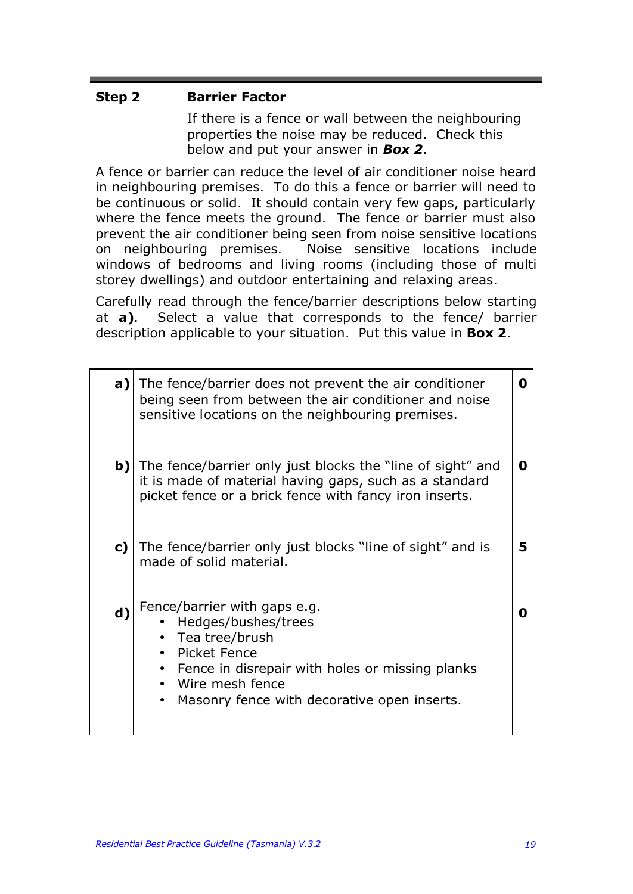## Step 2 Barrier Factor

If there is a fence or wall between the neighbouring properties the noise may be reduced. Check this below and put your answer in ***Box 2***.

A fence or barrier can reduce the level of air conditioner noise heard in neighbouring premises. To do this a fence or barrier will need to be continuous or solid. It should contain very few gaps, particularly where the fence meets the ground. The fence or barrier must also prevent the air conditioner being seen from noise sensitive locations on neighbouring premises. Noise sensitive locations include windows of bedrooms and living rooms (including those of multi storey dwellings) and outdoor entertaining and relaxing areas.

Carefully read through the fence/barrier descriptions below starting at **a)**. Select a value that corresponds to the fence/ barrier description applicable to your situation. Put this value in **Box 2**.

| | | |
|---|---|---|
| **a)** | The fence/barrier does not prevent the air conditioner being seen from between the air conditioner and noise sensitive locations on the neighbouring premises. | **0** |
| **b)** | The fence/barrier only just blocks the "line of sight" and it is made of material having gaps, such as a standard picket fence or a brick fence with fancy iron inserts. | **0** |
| **c)** | The fence/barrier only just blocks "line of sight" and is made of solid material. | **5** |
| **d)** | Fence/barrier with gaps e.g.<br>• Hedges/bushes/trees<br>• Tea tree/brush<br>• Picket Fence<br>• Fence in disrepair with holes or missing planks<br>• Wire mesh fence<br>• Masonry fence with decorative open inserts. | **0** |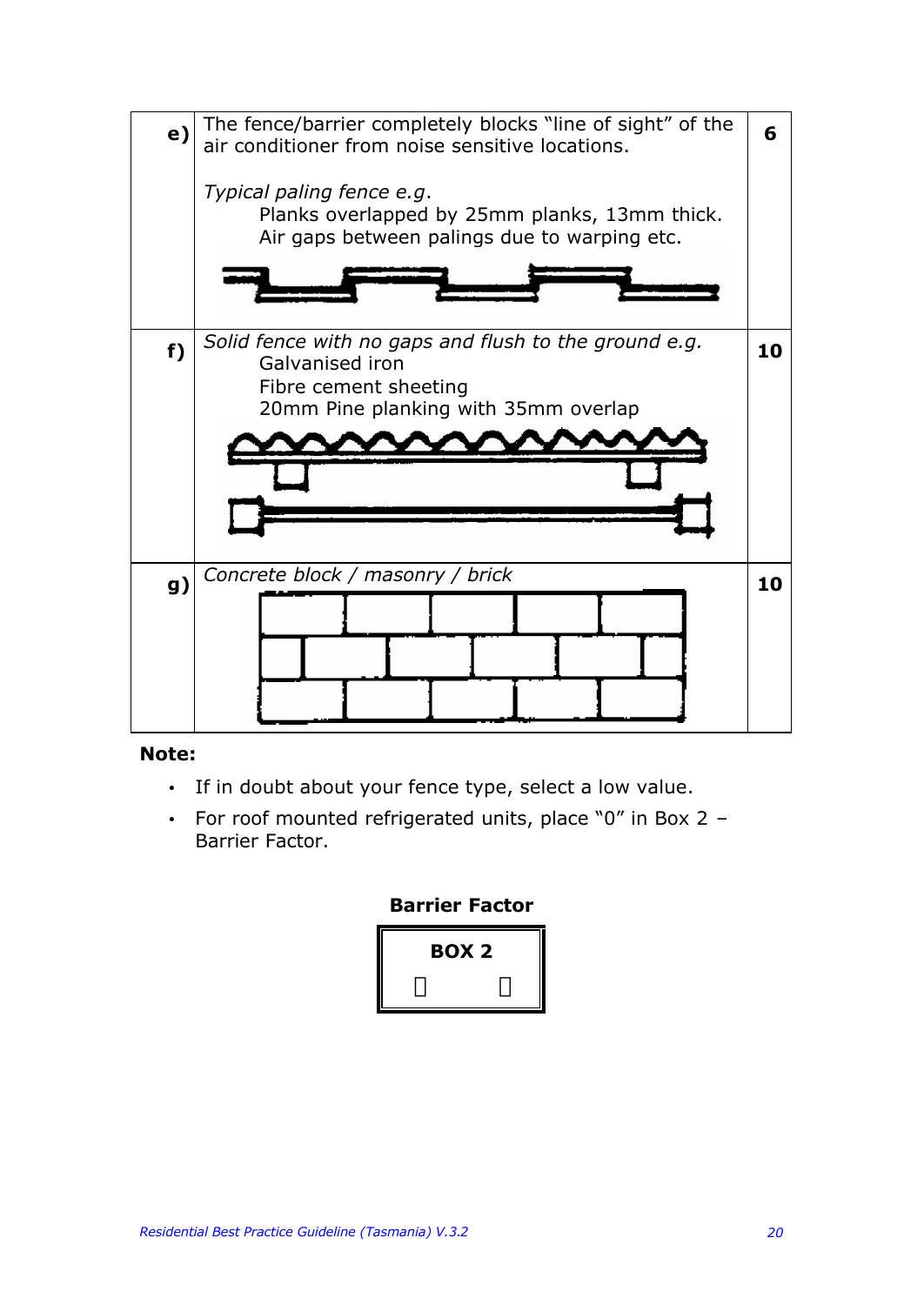| | | |
|---|---|---|
| **e)** | The fence/barrier completely blocks "line of sight" of the air conditioner from noise sensitive locations.<br><br>*Typical paling fence e.g.*<br>Planks overlapped by 25mm planks, 13mm thick.<br>Air gaps between palings due to warping etc. | **6** |
| **f)** | *Solid fence with no gaps and flush to the ground e.g.*<br>Galvanised iron<br>Fibre cement sheeting<br>20mm Pine planking with 35mm overlap | **10** |
| **g)** | *Concrete block / masonry / brick* | **10** |

**Note:**

- If in doubt about your fence type, select a low value.
- For roof mounted refrigerated units, place "0" in Box 2 – Barrier Factor.

**Barrier Factor**

| **BOX 2** |
|---|
| ☐ ☐ |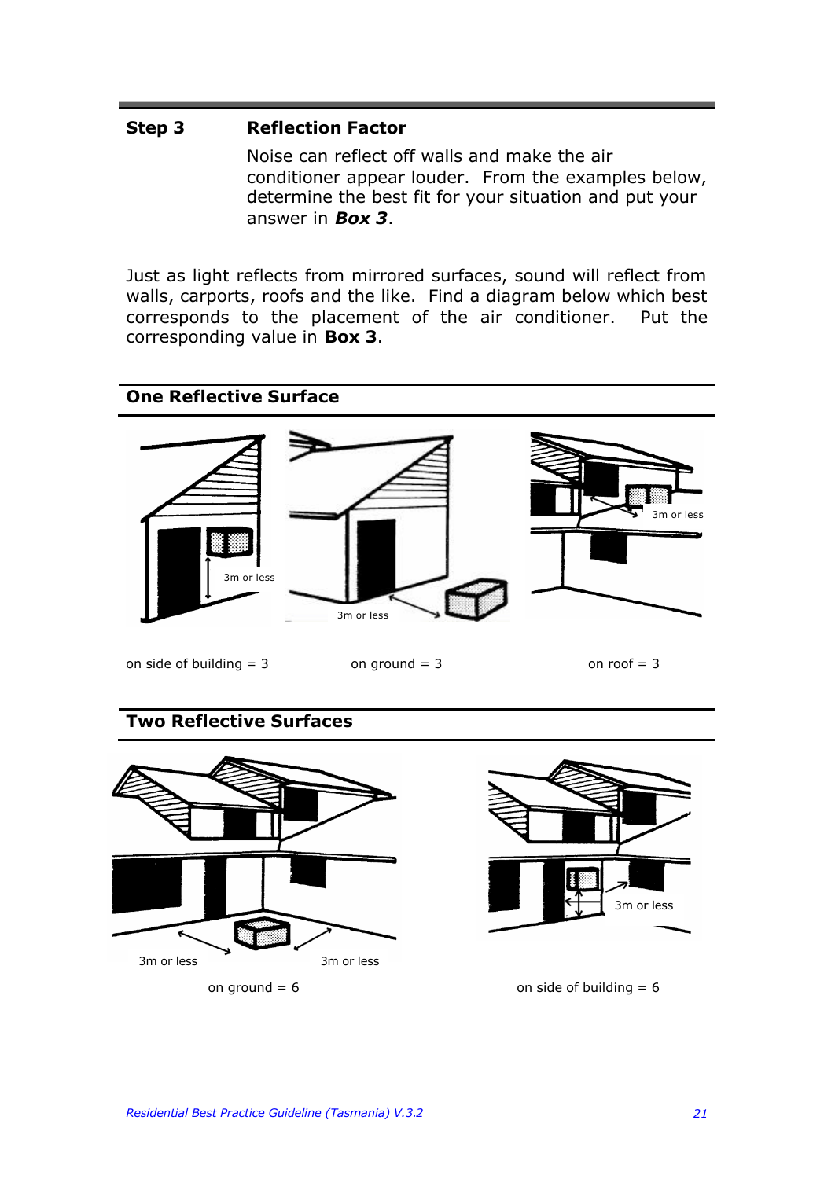## Step 3 Reflection Factor

Noise can reflect off walls and make the air conditioner appear louder. From the examples below, determine the best fit for your situation and put your answer in ***Box 3***.

Just as light reflects from mirrored surfaces, sound will reflect from walls, carports, roofs and the like. Find a diagram below which best corresponds to the placement of the air conditioner. Put the corresponding value in **Box 3**.

### One Reflective Surface

3m or less

3m or less

3m or less

on side of building = 3

on ground = 3

on roof = 3

### Two Reflective Surfaces

3m or less

3m or less

on ground = 6

3m or less

on side of building = 6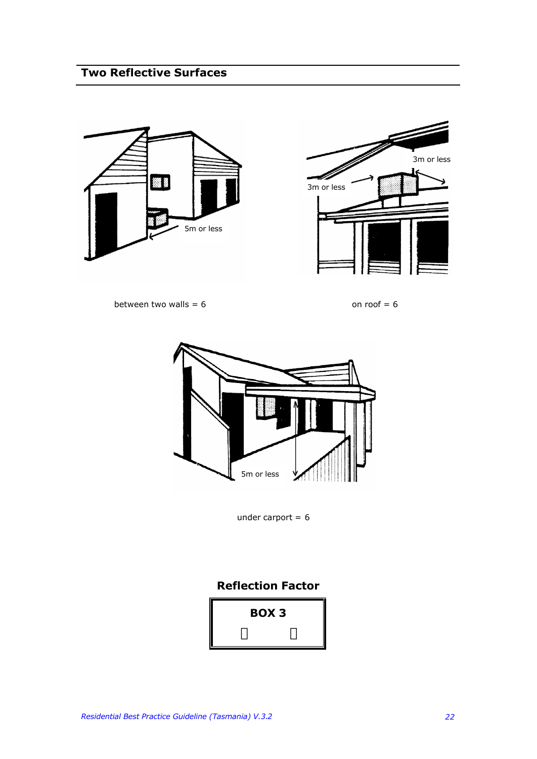## Two Reflective Surfaces

5m or less

between two walls = 6

3m or less

3m or less

on roof = 6

5m or less

under carport = 6

**Reflection Factor**

**BOX 3**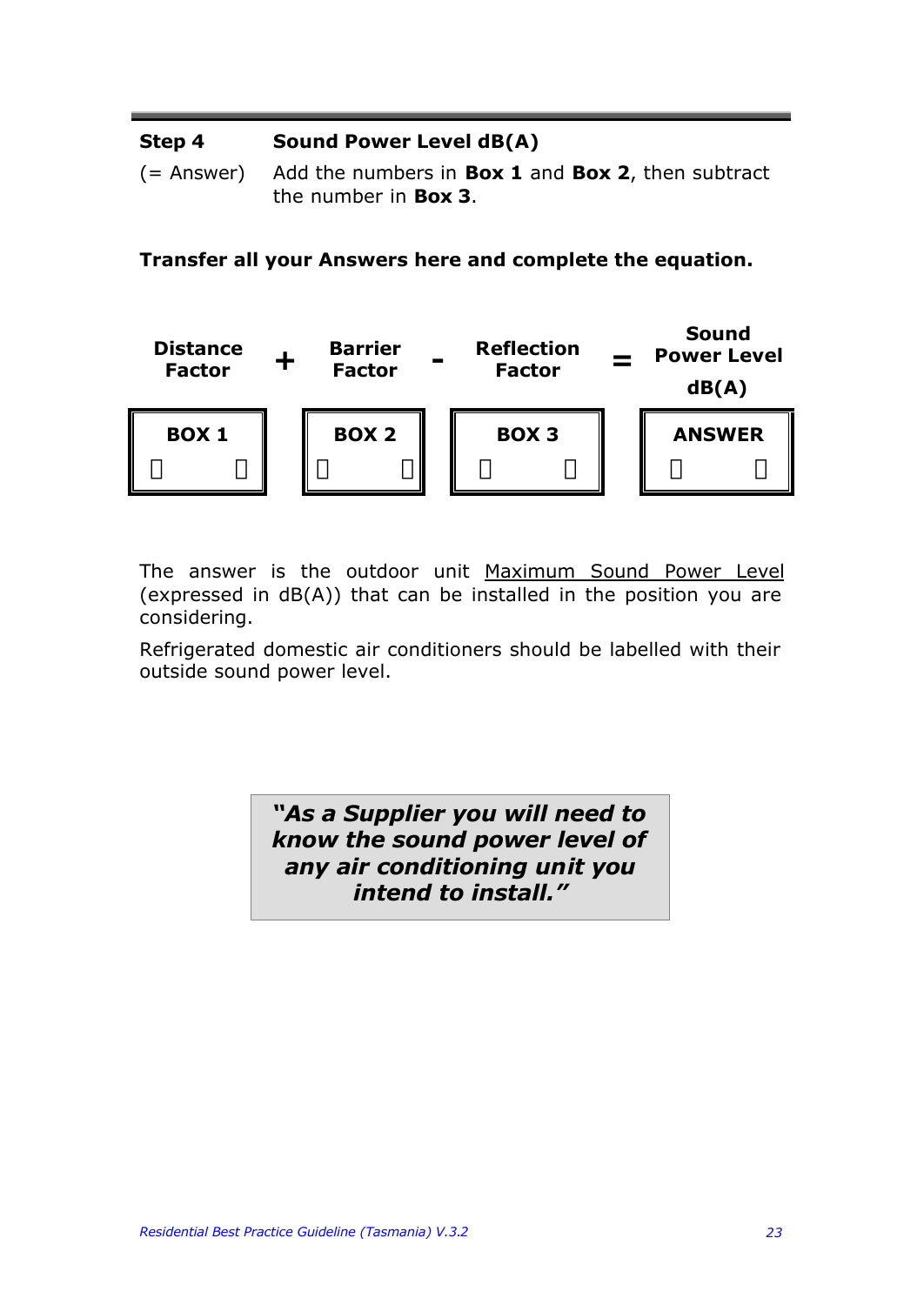| **Step 4** | **Sound Power Level dB(A)** |
|---|---|
| (= Answer) | Add the numbers in **Box 1** and **Box 2**, then subtract the number in **Box 3**. |

**Transfer all your Answers here and complete the equation.**

| **Distance Factor** | **+** | **Barrier Factor** | **-** | **Reflection Factor** | **=** | **Sound Power Level dB(A)** |
|---|---|---|---|---|---|---|
| **BOX 1** |  | **BOX 2** |  | **BOX 3** |  | **ANSWER** |

The answer is the outdoor unit <u>Maximum Sound Power Level</u> (expressed in dB(A)) that can be installed in the position you are considering.

Refrigerated domestic air conditioners should be labelled with their outside sound power level.

> ***"As a Supplier you will need to know the sound power level of any air conditioning unit you intend to install."***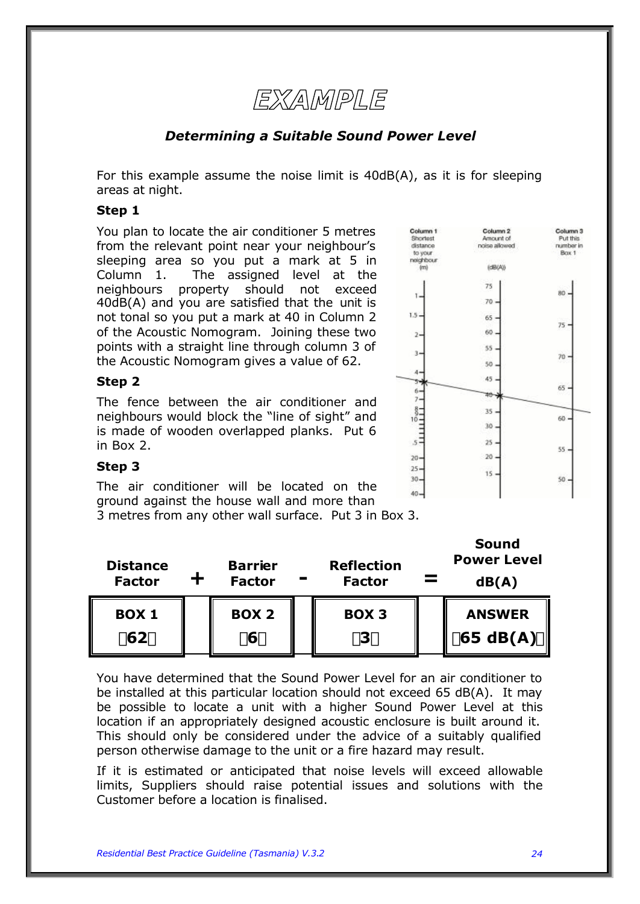# EXAMPLE

***Determining a Suitable Sound Power Level***

For this example assume the noise limit is 40dB(A), as it is for sleeping areas at night.

**Step 1**

You plan to locate the air conditioner 5 metres from the relevant point near your neighbour's sleeping area so you put a mark at 5 in Column 1. The assigned level at the neighbours property should not exceed 40dB(A) and you are satisfied that the unit is not tonal so you put a mark at 40 in Column 2 of the Acoustic Nomogram. Joining these two points with a straight line through column 3 of the Acoustic Nomogram gives a value of 62.

**Step 2**

The fence between the air conditioner and neighbours would block the "line of sight" and is made of wooden overlapped planks. Put 6 in Box 2.

**Step 3**

The air conditioner will be located on the ground against the house wall and more than 3 metres from any other wall surface. Put 3 in Box 3.

| Distance Factor | + | Barrier Factor | - | Reflection Factor | = | Sound Power Level dB(A) |
|---|---|---|---|---|---|---|
| BOX 1 | | BOX 2 | | BOX 3 | | ANSWER |
| 62 | | 6 | | 3 | | 65 dB(A) |

You have determined that the Sound Power Level for an air conditioner to be installed at this particular location should not exceed 65 dB(A). It may be possible to locate a unit with a higher Sound Power Level at this location if an appropriately designed acoustic enclosure is built around it. This should only be considered under the advice of a suitably qualified person otherwise damage to the unit or a fire hazard may result.

If it is estimated or anticipated that noise levels will exceed allowable limits, Suppliers should raise potential issues and solutions with the Customer before a location is finalised.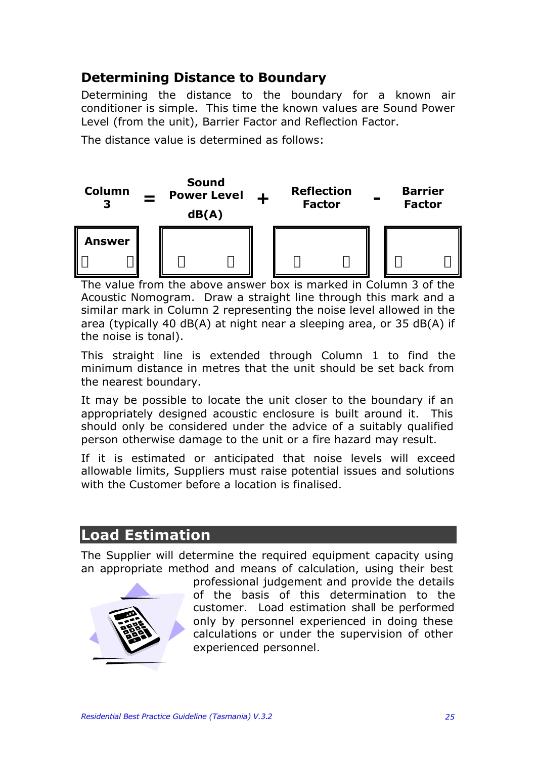## Determining Distance to Boundary

Determining the distance to the boundary for a known air conditioner is simple. This time the known values are Sound Power Level (from the unit), Barrier Factor and Reflection Factor.

The distance value is determined as follows:

| Column 3 | = | Sound Power Level dB(A) | + | Reflection Factor | - | Barrier Factor |
|---|---|---|---|---|---|---|
| Answer | | | | | | |

The value from the above answer box is marked in Column 3 of the Acoustic Nomogram. Draw a straight line through this mark and a similar mark in Column 2 representing the noise level allowed in the area (typically 40 dB(A) at night near a sleeping area, or 35 dB(A) if the noise is tonal).

This straight line is extended through Column 1 to find the minimum distance in metres that the unit should be set back from the nearest boundary.

It may be possible to locate the unit closer to the boundary if an appropriately designed acoustic enclosure is built around it. This should only be considered under the advice of a suitably qualified person otherwise damage to the unit or a fire hazard may result.

If it is estimated or anticipated that noise levels will exceed allowable limits, Suppliers must raise potential issues and solutions with the Customer before a location is finalised.

## Load Estimation

The Supplier will determine the required equipment capacity using an appropriate method and means of calculation, using their best professional judgement and provide the details of the basis of this determination to the customer. Load estimation shall be performed only by personnel experienced in doing these calculations or under the supervision of other experienced personnel.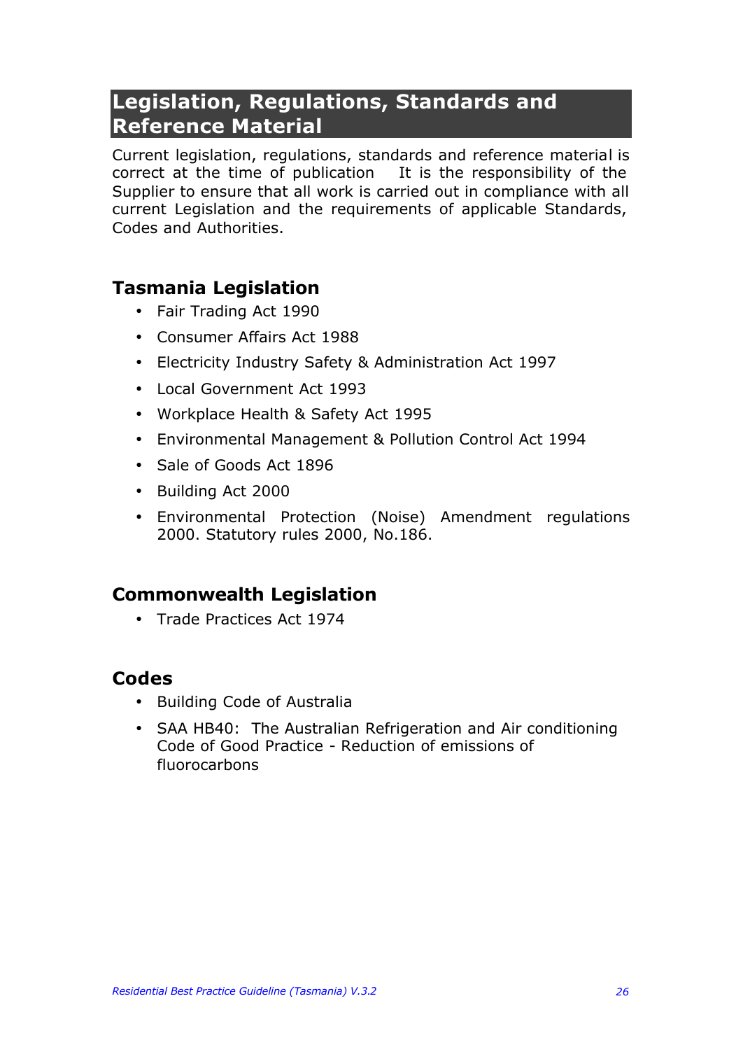# Legislation, Regulations, Standards and Reference Material

Current legislation, regulations, standards and reference material is correct at the time of publication   It is the responsibility of the Supplier to ensure that all work is carried out in compliance with all current Legislation and the requirements of applicable Standards, Codes and Authorities.

## Tasmania Legislation

- Fair Trading Act 1990
- Consumer Affairs Act 1988
- Electricity Industry Safety & Administration Act 1997
- Local Government Act 1993
- Workplace Health & Safety Act 1995
- Environmental Management & Pollution Control Act 1994
- Sale of Goods Act 1896
- Building Act 2000
- Environmental Protection (Noise) Amendment regulations 2000. Statutory rules 2000, No.186.

## Commonwealth Legislation

- Trade Practices Act 1974

## Codes

- Building Code of Australia
- SAA HB40: The Australian Refrigeration and Air conditioning Code of Good Practice - Reduction of emissions of fluorocarbons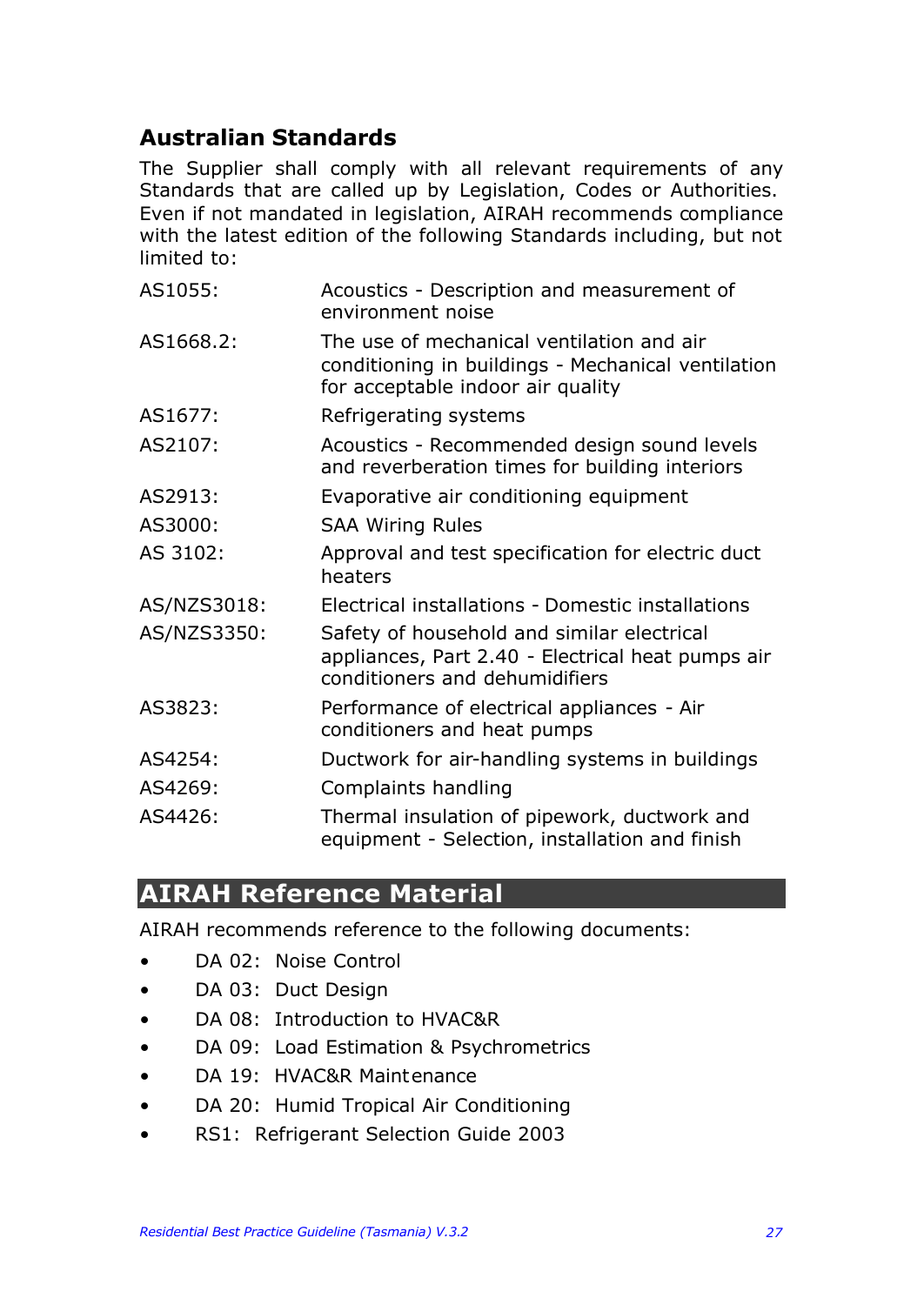## Australian Standards

The Supplier shall comply with all relevant requirements of any Standards that are called up by Legislation, Codes or Authorities. Even if not mandated in legislation, AIRAH recommends compliance with the latest edition of the following Standards including, but not limited to:

| | |
|---|---|
| AS1055: | Acoustics - Description and measurement of environment noise |
| AS1668.2: | The use of mechanical ventilation and air conditioning in buildings - Mechanical ventilation for acceptable indoor air quality |
| AS1677: | Refrigerating systems |
| AS2107: | Acoustics - Recommended design sound levels and reverberation times for building interiors |
| AS2913: | Evaporative air conditioning equipment |
| AS3000: | SAA Wiring Rules |
| AS 3102: | Approval and test specification for electric duct heaters |
| AS/NZS3018: | Electrical installations - Domestic installations |
| AS/NZS3350: | Safety of household and similar electrical appliances, Part 2.40 - Electrical heat pumps air conditioners and dehumidifiers |
| AS3823: | Performance of electrical appliances - Air conditioners and heat pumps |
| AS4254: | Ductwork for air-handling systems in buildings |
| AS4269: | Complaints handling |
| AS4426: | Thermal insulation of pipework, ductwork and equipment - Selection, installation and finish |

## AIRAH Reference Material

AIRAH recommends reference to the following documents:

- DA 02: Noise Control
- DA 03: Duct Design
- DA 08: Introduction to HVAC&R
- DA 09: Load Estimation & Psychrometrics
- DA 19: HVAC&R Maintenance
- DA 20: Humid Tropical Air Conditioning
- RS1: Refrigerant Selection Guide 2003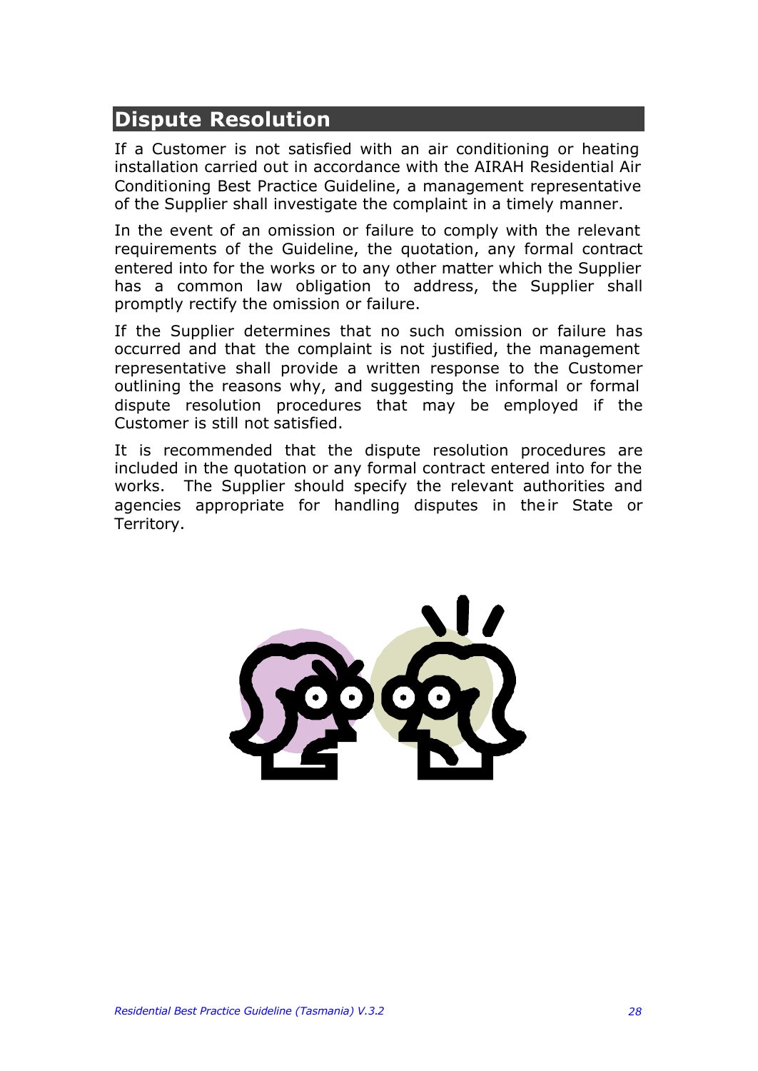## Dispute Resolution

If a Customer is not satisfied with an air conditioning or heating installation carried out in accordance with the AIRAH Residential Air Conditioning Best Practice Guideline, a management representative of the Supplier shall investigate the complaint in a timely manner.

In the event of an omission or failure to comply with the relevant requirements of the Guideline, the quotation, any formal contract entered into for the works or to any other matter which the Supplier has a common law obligation to address, the Supplier shall promptly rectify the omission or failure.

If the Supplier determines that no such omission or failure has occurred and that the complaint is not justified, the management representative shall provide a written response to the Customer outlining the reasons why, and suggesting the informal or formal dispute resolution procedures that may be employed if the Customer is still not satisfied.

It is recommended that the dispute resolution procedures are included in the quotation or any formal contract entered into for the works. The Supplier should specify the relevant authorities and agencies appropriate for handling disputes in their State or Territory.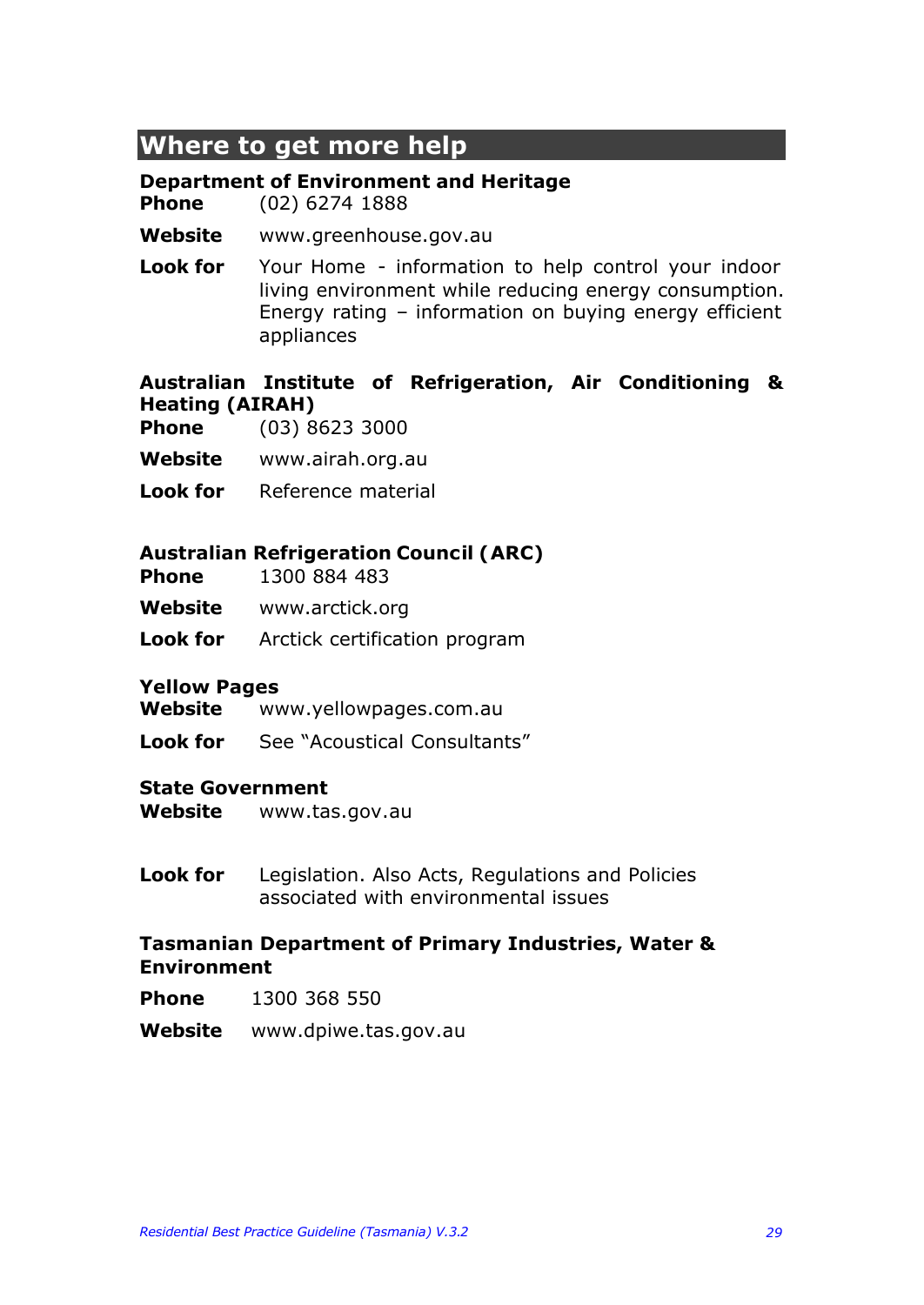## Where to get more help

**Department of Environment and Heritage**

**Phone** (02) 6274 1888

**Website** www.greenhouse.gov.au

**Look for** Your Home - information to help control your indoor living environment while reducing energy consumption. Energy rating – information on buying energy efficient appliances

**Australian Institute of Refrigeration, Air Conditioning & Heating (AIRAH)**

**Phone** (03) 8623 3000

**Website** www.airah.org.au

**Look for** Reference material

**Australian Refrigeration Council (ARC)**

**Phone** 1300 884 483

**Website** www.arctick.org

**Look for** Arctick certification program

**Yellow Pages**

**Website** www.yellowpages.com.au

**Look for** See "Acoustical Consultants"

**State Government**

**Website** www.tas.gov.au

**Look for** Legislation. Also Acts, Regulations and Policies associated with environmental issues

**Tasmanian Department of Primary Industries, Water & Environment**

**Phone** 1300 368 550

**Website** www.dpiwe.tas.gov.au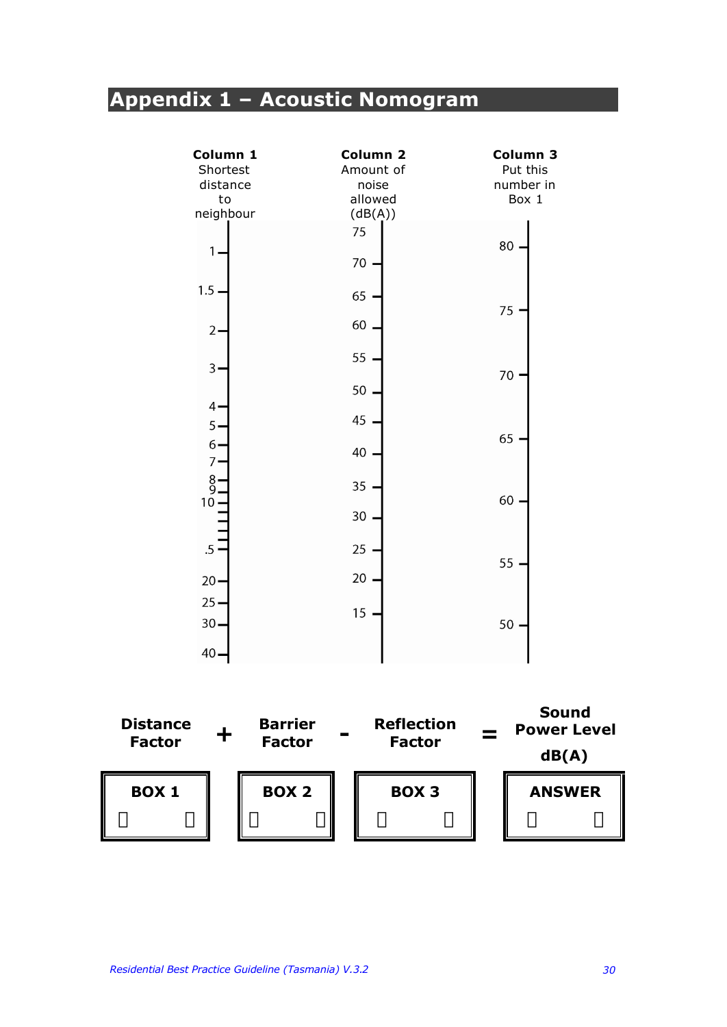# Appendix 1 – Acoustic Nomogram

| **Column 1** Shortest distance to neighbour | **Column 2** Amount of noise allowed (dB(A)) | **Column 3** Put this number in Box 1 |
|---|---|---|
| 1 | 75 | 80 |
| 1.5 | 70 | 75 |
| 2 | 65 | 70 |
| 3 | 60 | 65 |
| 4 | 55 | 60 |
| 5 | 50 | 55 |
| 6 | 45 | 50 |
| 7 | 40 | |
| 8 | 35 | |
| 9 | 30 | |
| 10 | 25 | |
| .5 | 20 | |
| 20 | 15 | |
| 25 | | |
| 30 | | |
| 40 | | |

| **Distance Factor** | + | **Barrier Factor** | - | **Reflection Factor** | = | **Sound Power Level dB(A)** |
|---|---|---|---|---|---|---|
| **BOX 1** | | **BOX 2** | | **BOX 3** | | **ANSWER** |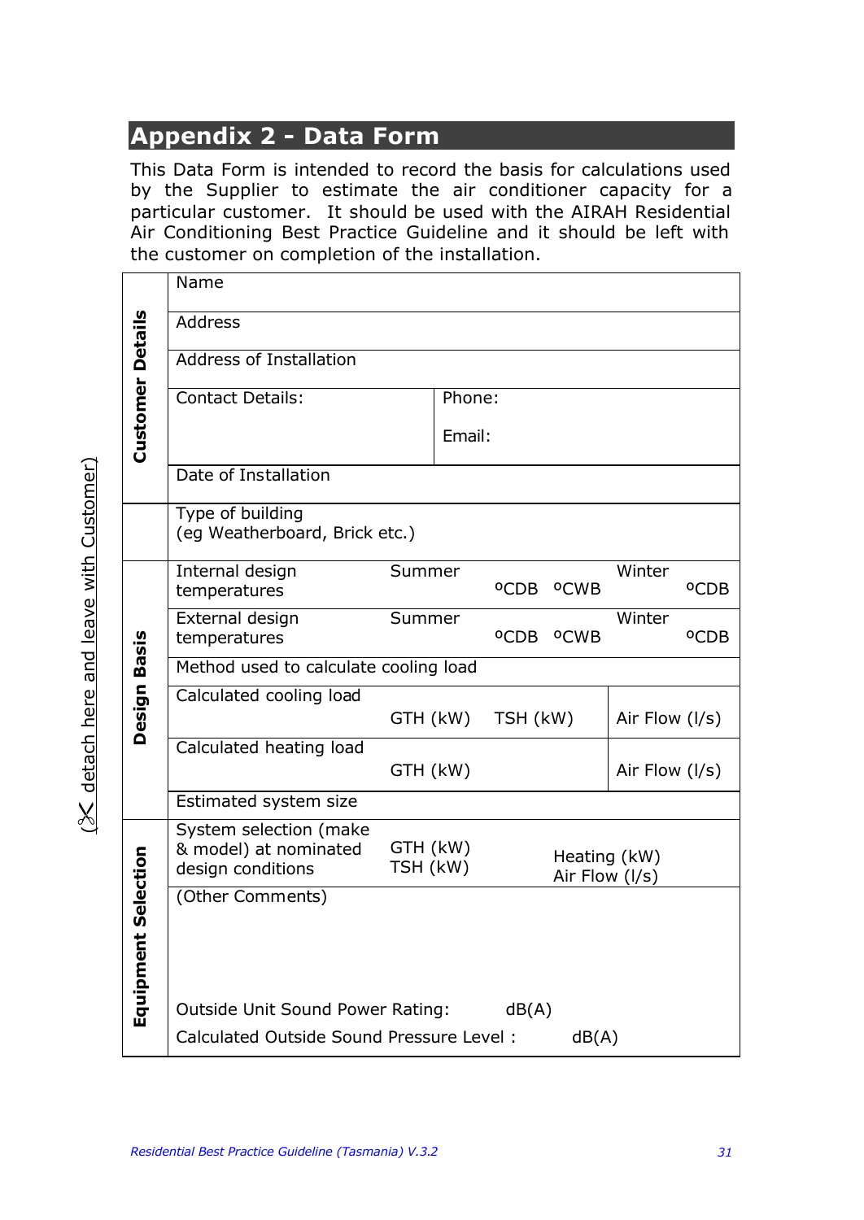## Appendix 2 - Data Form

This Data Form is intended to record the basis for calculations used by the Supplier to estimate the air conditioner capacity for a particular customer. It should be used with the AIRAH Residential Air Conditioning Best Practice Guideline and it should be left with the customer on completion of the installation.

(✂ detach here and leave with Customer)

| Section | Field | | | | |
|---|---|---|---|---|---|
| **Customer Details** | Name | | | | |
| | Address | | | | |
| | Address of Installation | | | | |
| | Contact Details: | Phone:<br>Email: | | | |
| | Date of Installation | | | | |
| | Type of building<br>(eg Weatherboard, Brick etc.) | | | | |
| **Design Basis** | Internal design temperatures | Summer | ºCDB | ºCWB | Winter ºCDB |
| | External design temperatures | Summer | ºCDB | ºCWB | Winter ºCDB |
| | Method used to calculate cooling load | | | | |
| | Calculated cooling load | GTH (kW) | TSH (kW) | | Air Flow (l/s) |
| | Calculated heating load | GTH (kW) | | | Air Flow (l/s) |
| | Estimated system size | | | | |
| **Equipment Selection** | System selection (make & model) at nominated design conditions | GTH (kW)<br>TSH (kW) | | Heating (kW)<br>Air Flow (l/s) | |
| | (Other Comments)<br><br>Outside Unit Sound Power Rating: dB(A)<br>Calculated Outside Sound Pressure Level : dB(A) | | | | |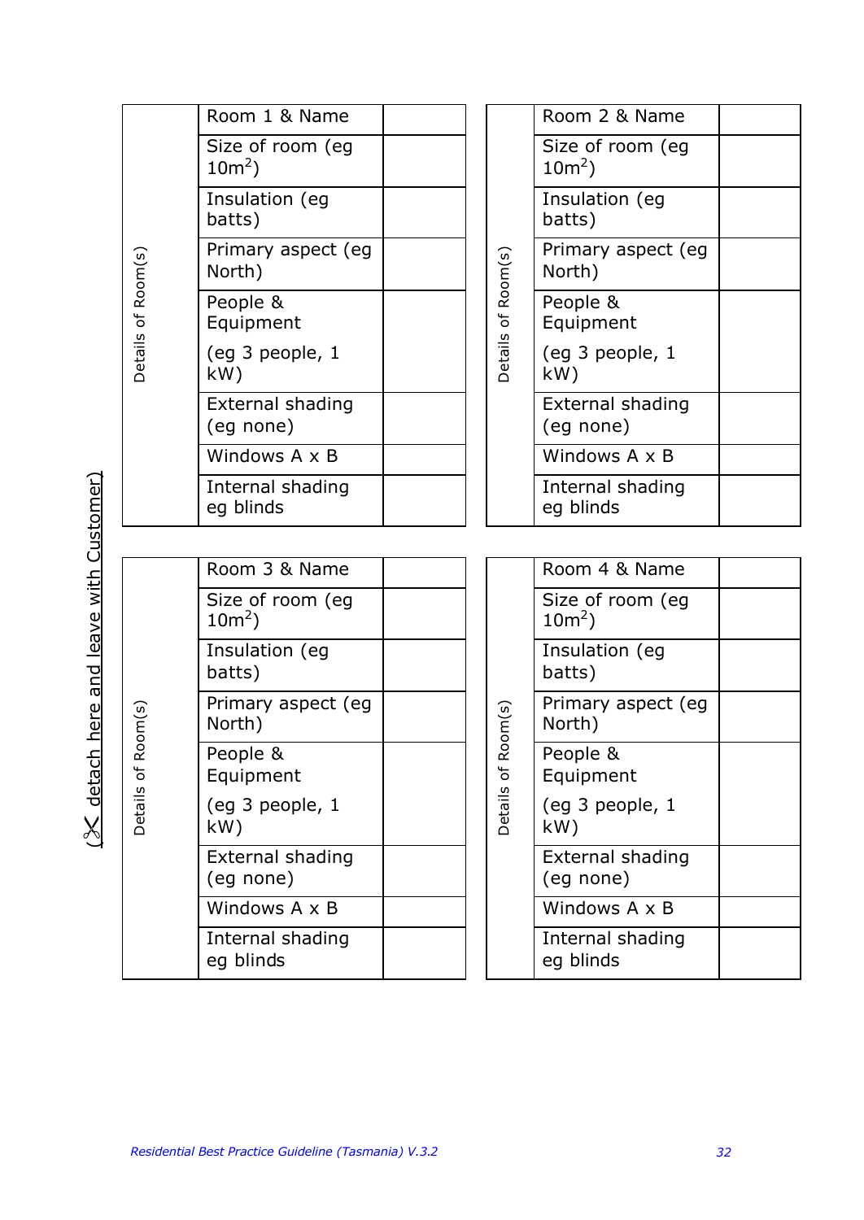(✂ detach here and leave with Customer)

| Details of Room(s) | | |
|---|---|---|
| | Room 1 & Name | |
| | Size of room (eg $10m^2$) | |
| | Insulation (eg batts) | |
| | Primary aspect (eg North) | |
| | People & Equipment<br><br>(eg 3 people, 1 kW) | |
| | External shading (eg none) | |
| | Windows A x B | |
| | Internal shading eg blinds | |

| Details of Room(s) | | |
|---|---|---|
| | Room 2 & Name | |
| | Size of room (eg $10m^2$) | |
| | Insulation (eg batts) | |
| | Primary aspect (eg North) | |
| | People & Equipment<br><br>(eg 3 people, 1 kW) | |
| | External shading (eg none) | |
| | Windows A x B | |
| | Internal shading eg blinds | |

| Details of Room(s) | | |
|---|---|---|
| | Room 3 & Name | |
| | Size of room (eg $10m^2$) | |
| | Insulation (eg batts) | |
| | Primary aspect (eg North) | |
| | People & Equipment<br><br>(eg 3 people, 1 kW) | |
| | External shading (eg none) | |
| | Windows A x B | |
| | Internal shading eg blinds | |

| Details of Room(s) | | |
|---|---|---|
| | Room 4 & Name | |
| | Size of room (eg $10m^2$) | |
| | Insulation (eg batts) | |
| | Primary aspect (eg North) | |
| | People & Equipment<br><br>(eg 3 people, 1 kW) | |
| | External shading (eg none) | |
| | Windows A x B | |
| | Internal shading eg blinds | |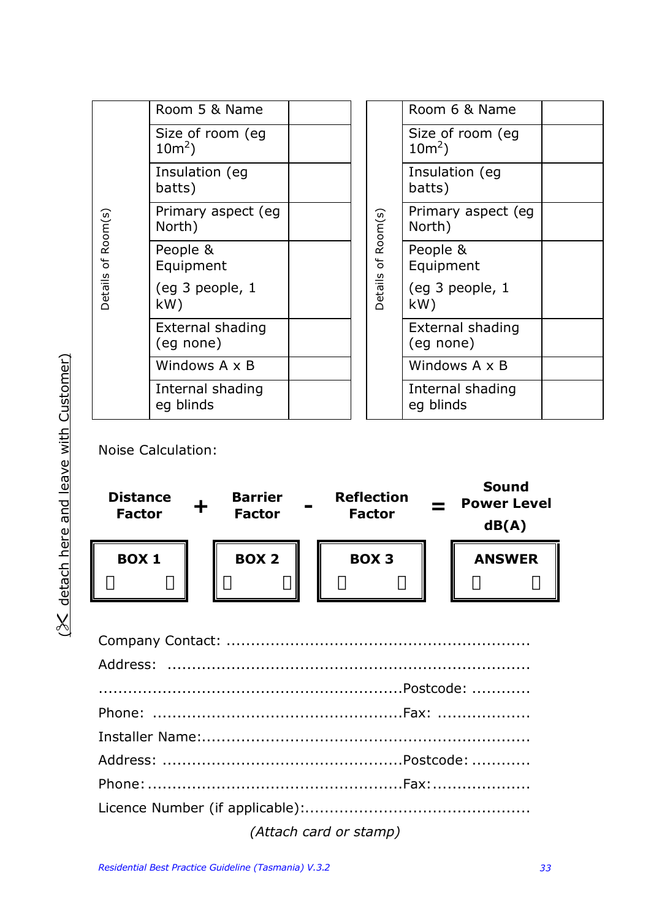| Details of Room(s) | Room 5 & Name | |
|---|---|---|
| | Size of room (eg 10m$^2$) | |
| | Insulation (eg batts) | |
| | Primary aspect (eg North) | |
| | People & Equipment (eg 3 people, 1 kW) | |
| | External shading (eg none) | |
| | Windows A x B | |
| | Internal shading eg blinds | |

| Details of Room(s) | Room 6 & Name | |
|---|---|---|
| | Size of room (eg 10m$^2$) | |
| | Insulation (eg batts) | |
| | Primary aspect (eg North) | |
| | People & Equipment (eg 3 people, 1 kW) | |
| | External shading (eg none) | |
| | Windows A x B | |
| | Internal shading eg blinds | |

(✂ detach here and leave with Customer)

Noise Calculation:

| Distance Factor | + | Barrier Factor | - | Reflection Factor | = | Sound Power Level dB(A) |
|---|---|---|---|---|---|---|
| BOX 1 | | BOX 2 | | BOX 3 | | ANSWER |

Company Contact: ............................................................

Address: ......................................................................

............................................................Postcode: ...........

Phone: ................................................Fax: ..................

Installer Name:..............................................................

Address: ...............................................Postcode: ...........

Phone:.................................................Fax:...................

Licence Number (if applicable):...........................................

*(Attach card or stamp)*